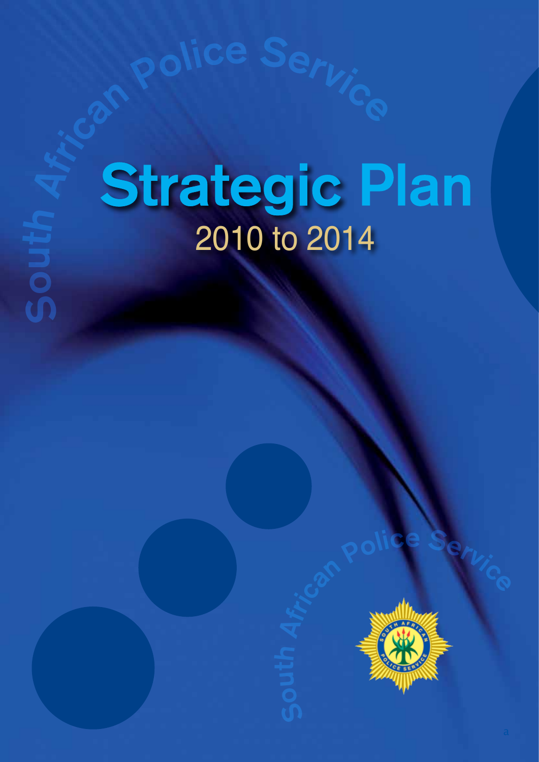South African Police Service

# Strategic Plan

## 2010 to 2014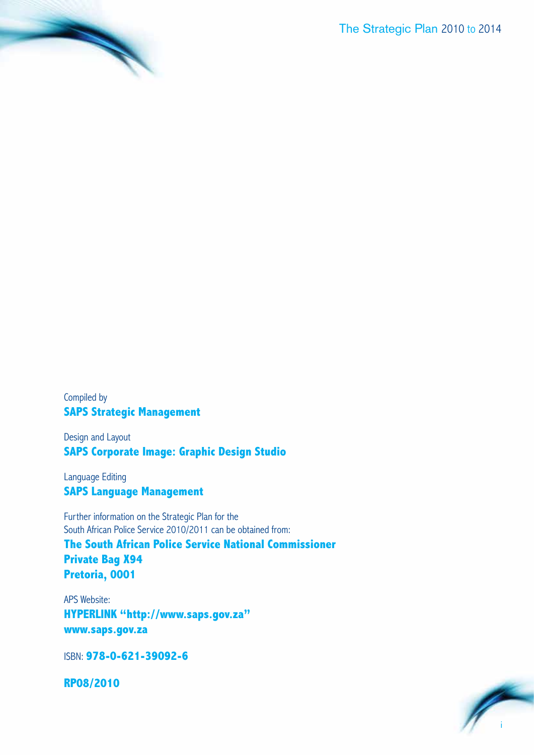Compiled by
**SAPS Strategic Management**

Design and Layout
**SAPS Corporate Image: Graphic Design Studio**

Language Editing
**SAPS Language Management**

Further information on the Strategic Plan for the
South African Police Service 2010/2011 can be obtained from:
**The South African Police Service National Commissioner**
**Private Bag X94**
**Pretoria, 0001**

APS Website:
**HYPERLINK "http://www.saps.gov.za"**
**www.saps.gov.za**

ISBN: **978-0-621-39092-6**

**RP08/2010**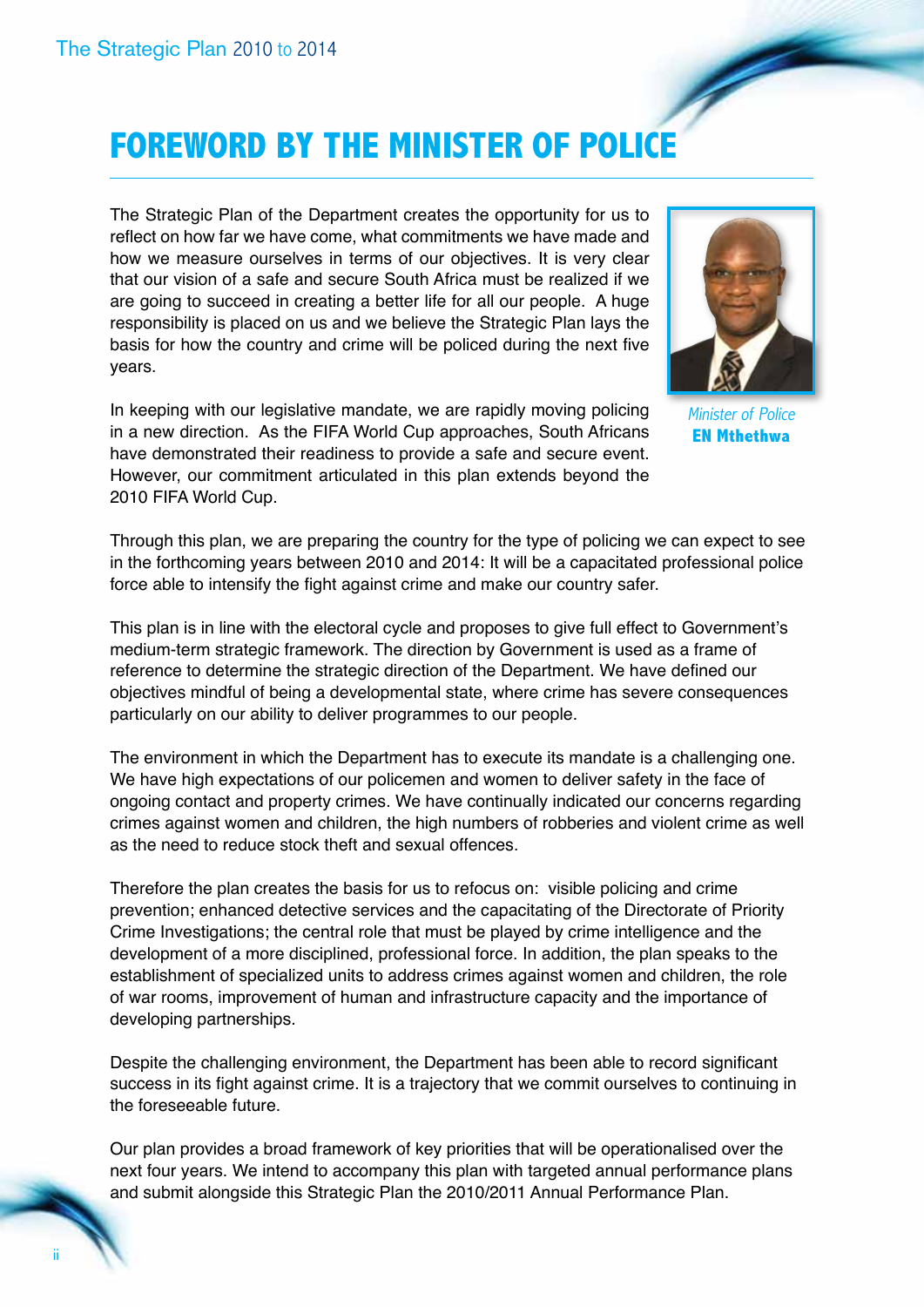# FOREWORD BY THE MINISTER OF POLICE

The Strategic Plan of the Department creates the opportunity for us to reflect on how far we have come, what commitments we have made and how we measure ourselves in terms of our objectives. It is very clear that our vision of a safe and secure South Africa must be realized if we are going to succeed in creating a better life for all our people. A huge responsibility is placed on us and we believe the Strategic Plan lays the basis for how the country and crime will be policed during the next five years.

*Minister of Police*
**EN Mthethwa**

In keeping with our legislative mandate, we are rapidly moving policing in a new direction. As the FIFA World Cup approaches, South Africans have demonstrated their readiness to provide a safe and secure event. However, our commitment articulated in this plan extends beyond the 2010 FIFA World Cup.

Through this plan, we are preparing the country for the type of policing we can expect to see in the forthcoming years between 2010 and 2014: It will be a capacitated professional police force able to intensify the fight against crime and make our country safer.

This plan is in line with the electoral cycle and proposes to give full effect to Government's medium-term strategic framework. The direction by Government is used as a frame of reference to determine the strategic direction of the Department. We have defined our objectives mindful of being a developmental state, where crime has severe consequences particularly on our ability to deliver programmes to our people.

The environment in which the Department has to execute its mandate is a challenging one. We have high expectations of our policemen and women to deliver safety in the face of ongoing contact and property crimes. We have continually indicated our concerns regarding crimes against women and children, the high numbers of robberies and violent crime as well as the need to reduce stock theft and sexual offences.

Therefore the plan creates the basis for us to refocus on: visible policing and crime prevention; enhanced detective services and the capacitating of the Directorate of Priority Crime Investigations; the central role that must be played by crime intelligence and the development of a more disciplined, professional force. In addition, the plan speaks to the establishment of specialized units to address crimes against women and children, the role of war rooms, improvement of human and infrastructure capacity and the importance of developing partnerships.

Despite the challenging environment, the Department has been able to record significant success in its fight against crime. It is a trajectory that we commit ourselves to continuing in the foreseeable future.

Our plan provides a broad framework of key priorities that will be operationalised over the next four years. We intend to accompany this plan with targeted annual performance plans and submit alongside this Strategic Plan the 2010/2011 Annual Performance Plan.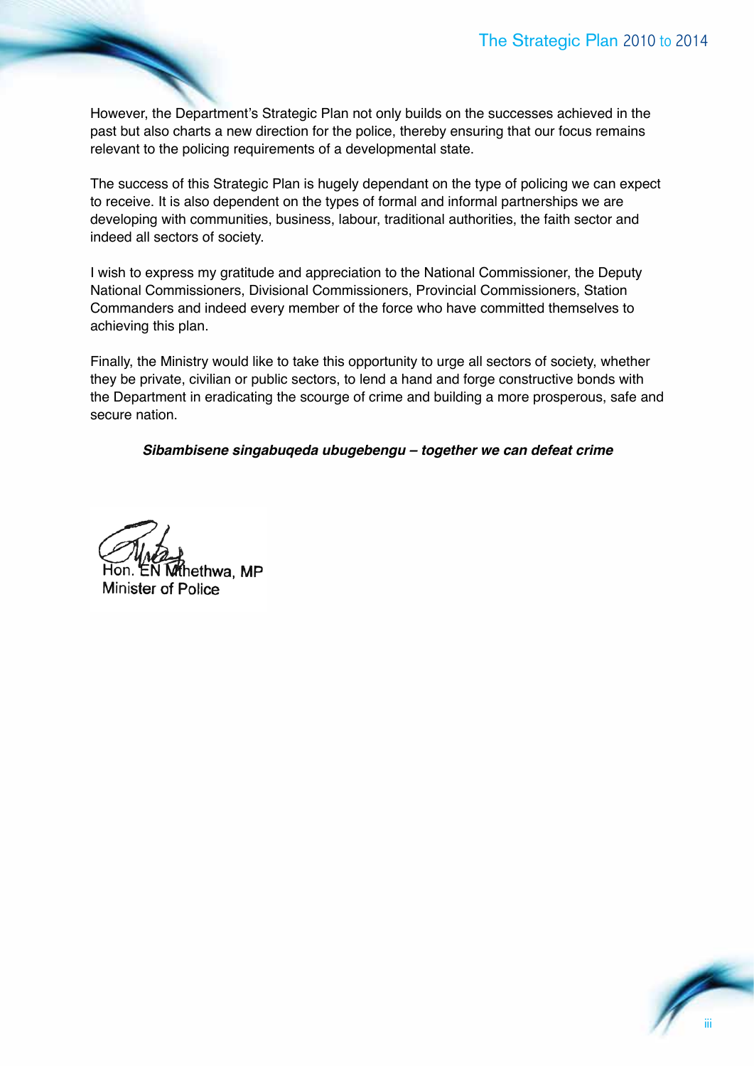However, the Department's Strategic Plan not only builds on the successes achieved in the past but also charts a new direction for the police, thereby ensuring that our focus remains relevant to the policing requirements of a developmental state.

The success of this Strategic Plan is hugely dependant on the type of policing we can expect to receive. It is also dependent on the types of formal and informal partnerships we are developing with communities, business, labour, traditional authorities, the faith sector and indeed all sectors of society.

I wish to express my gratitude and appreciation to the National Commissioner, the Deputy National Commissioners, Divisional Commissioners, Provincial Commissioners, Station Commanders and indeed every member of the force who have committed themselves to achieving this plan.

Finally, the Ministry would like to take this opportunity to urge all sectors of society, whether they be private, civilian or public sectors, to lend a hand and forge constructive bonds with the Department in eradicating the scourge of crime and building a more prosperous, safe and secure nation.

***Sibambisene singabuqeda ubugebengu – together we can defeat crime***

Hon. EN Mthethwa, MP
Minister of Police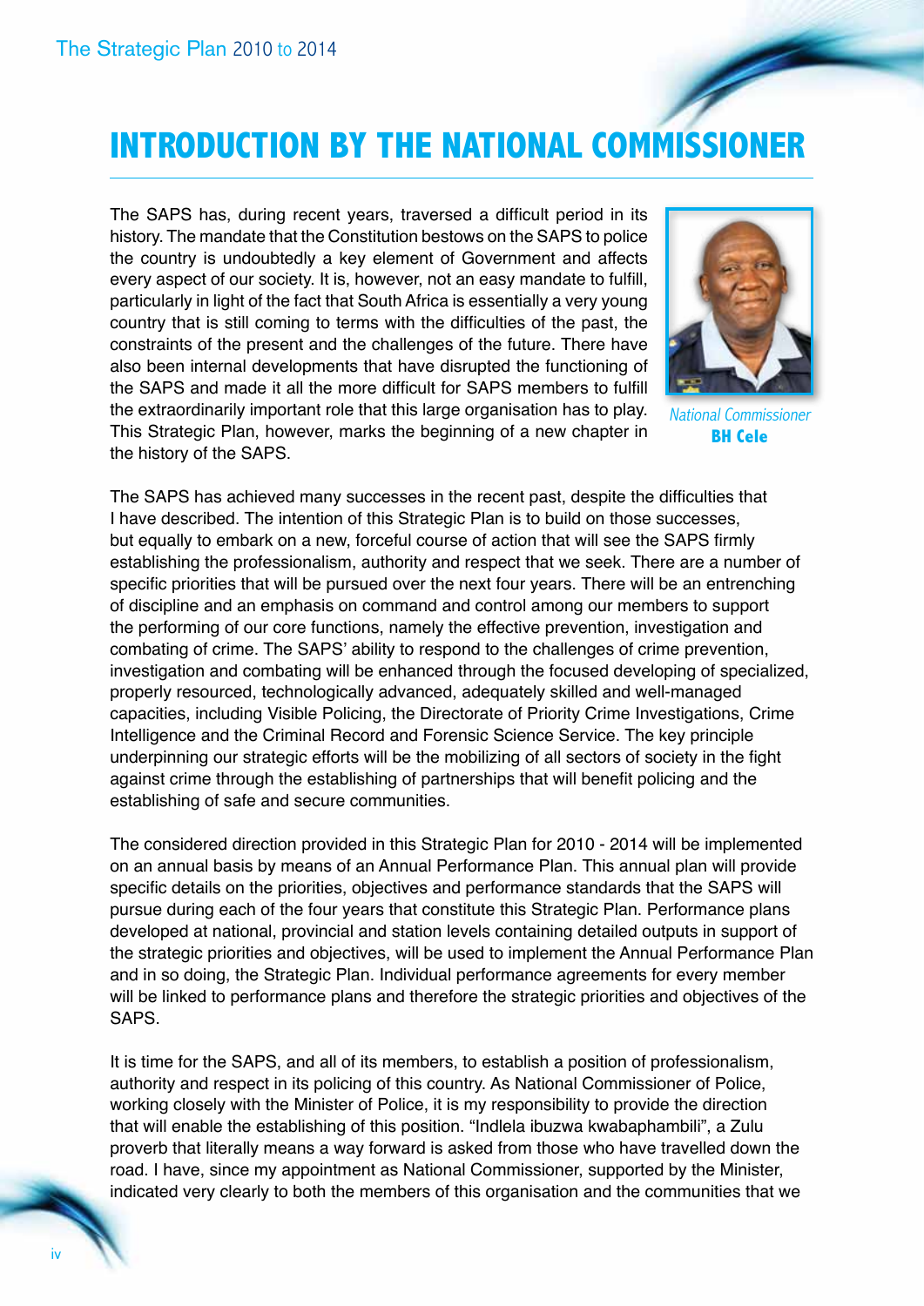# INTRODUCTION BY THE NATIONAL COMMISSIONER

The SAPS has, during recent years, traversed a difficult period in its history. The mandate that the Constitution bestows on the SAPS to police the country is undoubtedly a key element of Government and affects every aspect of our society. It is, however, not an easy mandate to fulfill, particularly in light of the fact that South Africa is essentially a very young country that is still coming to terms with the difficulties of the past, the constraints of the present and the challenges of the future. There have also been internal developments that have disrupted the functioning of the SAPS and made it all the more difficult for SAPS members to fulfill the extraordinarily important role that this large organisation has to play. This Strategic Plan, however, marks the beginning of a new chapter in the history of the SAPS.

*National Commissioner*
**BH Cele**

The SAPS has achieved many successes in the recent past, despite the difficulties that I have described. The intention of this Strategic Plan is to build on those successes, but equally to embark on a new, forceful course of action that will see the SAPS firmly establishing the professionalism, authority and respect that we seek. There are a number of specific priorities that will be pursued over the next four years. There will be an entrenching of discipline and an emphasis on command and control among our members to support the performing of our core functions, namely the effective prevention, investigation and combating of crime. The SAPS' ability to respond to the challenges of crime prevention, investigation and combating will be enhanced through the focused developing of specialized, properly resourced, technologically advanced, adequately skilled and well-managed capacities, including Visible Policing, the Directorate of Priority Crime Investigations, Crime Intelligence and the Criminal Record and Forensic Science Service. The key principle underpinning our strategic efforts will be the mobilizing of all sectors of society in the fight against crime through the establishing of partnerships that will benefit policing and the establishing of safe and secure communities.

The considered direction provided in this Strategic Plan for 2010 - 2014 will be implemented on an annual basis by means of an Annual Performance Plan. This annual plan will provide specific details on the priorities, objectives and performance standards that the SAPS will pursue during each of the four years that constitute this Strategic Plan. Performance plans developed at national, provincial and station levels containing detailed outputs in support of the strategic priorities and objectives, will be used to implement the Annual Performance Plan and in so doing, the Strategic Plan. Individual performance agreements for every member will be linked to performance plans and therefore the strategic priorities and objectives of the SAPS.

It is time for the SAPS, and all of its members, to establish a position of professionalism, authority and respect in its policing of this country. As National Commissioner of Police, working closely with the Minister of Police, it is my responsibility to provide the direction that will enable the establishing of this position. "Indlela ibuzwa kwabaphambili", a Zulu proverb that literally means a way forward is asked from those who have travelled down the road. I have, since my appointment as National Commissioner, supported by the Minister, indicated very clearly to both the members of this organisation and the communities that we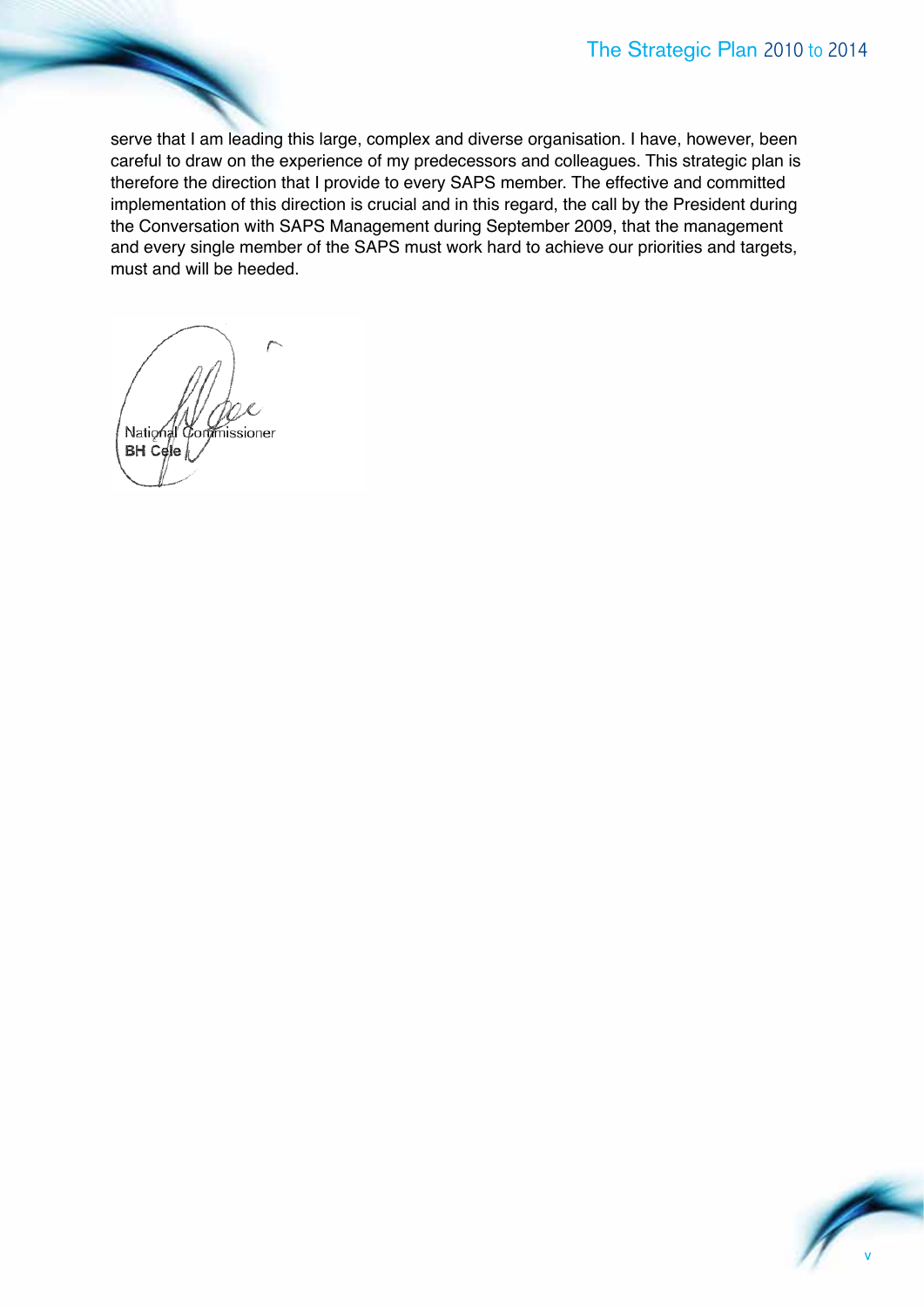serve that I am leading this large, complex and diverse organisation. I have, however, been careful to draw on the experience of my predecessors and colleagues. This strategic plan is therefore the direction that I provide to every SAPS member. The effective and committed implementation of this direction is crucial and in this regard, the call by the President during the Conversation with SAPS Management during September 2009, that the management and every single member of the SAPS must work hard to achieve our priorities and targets, must and will be heeded.

National Commissioner
**BH Cele**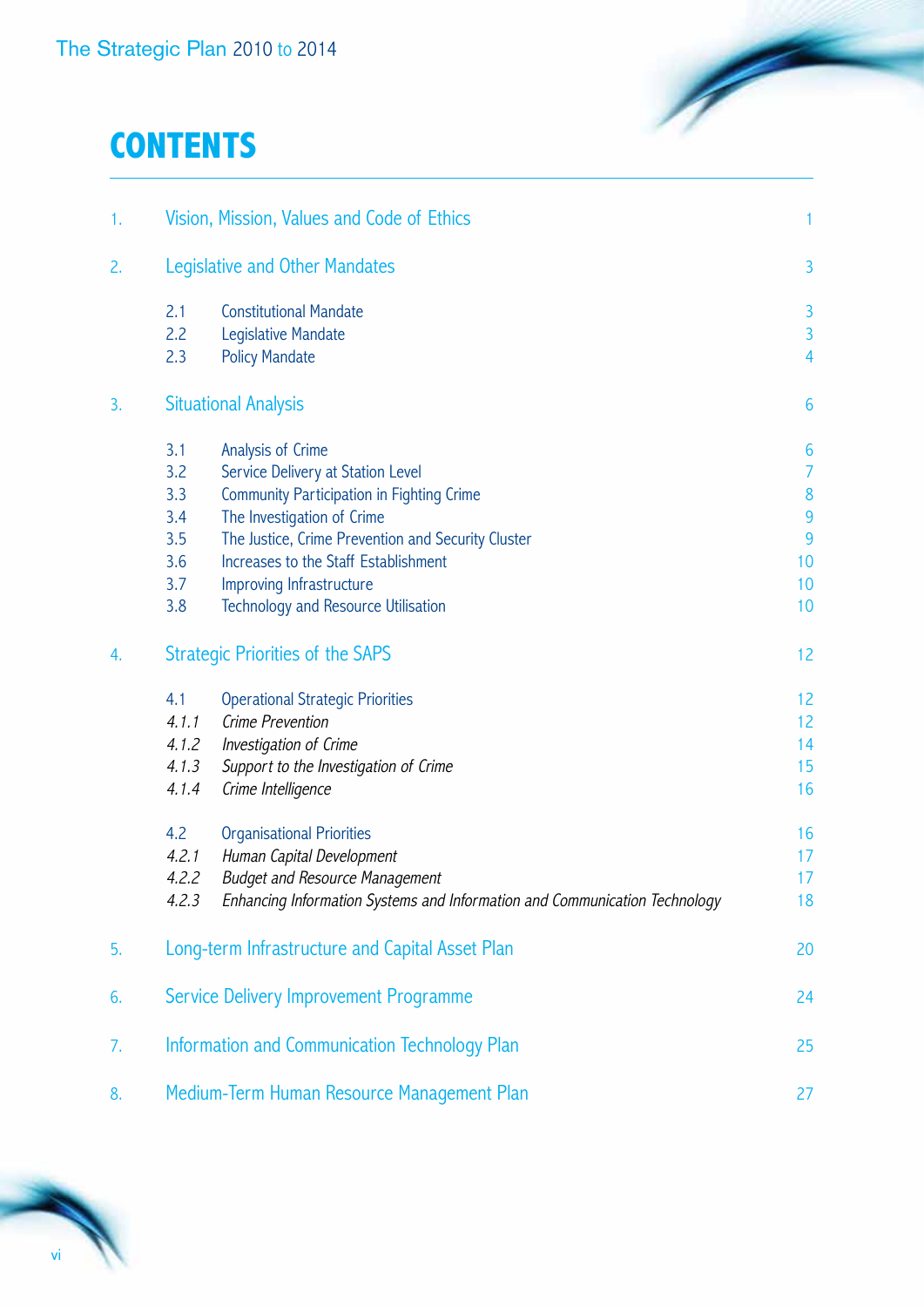# CONTENTS

| | | |
|---|---|---|
| 1. | Vision, Mission, Values and Code of Ethics | 1 |
| 2. | Legislative and Other Mandates | 3 |
| | 2.1 Constitutional Mandate | 3 |
| | 2.2 Legislative Mandate | 3 |
| | 2.3 Policy Mandate | 4 |
| 3. | Situational Analysis | 6 |
| | 3.1 Analysis of Crime | 6 |
| | 3.2 Service Delivery at Station Level | 7 |
| | 3.3 Community Participation in Fighting Crime | 8 |
| | 3.4 The Investigation of Crime | 9 |
| | 3.5 The Justice, Crime Prevention and Security Cluster | 9 |
| | 3.6 Increases to the Staff Establishment | 10 |
| | 3.7 Improving Infrastructure | 10 |
| | 3.8 Technology and Resource Utilisation | 10 |
| 4. | Strategic Priorities of the SAPS | 12 |
| | 4.1 Operational Strategic Priorities | 12 |
| | *4.1.1 Crime Prevention* | 12 |
| | *4.1.2 Investigation of Crime* | 14 |
| | *4.1.3 Support to the Investigation of Crime* | 15 |
| | *4.1.4 Crime Intelligence* | 16 |
| | 4.2 Organisational Priorities | 16 |
| | *4.2.1 Human Capital Development* | 17 |
| | *4.2.2 Budget and Resource Management* | 17 |
| | *4.2.3 Enhancing Information Systems and Information and Communication Technology* | 18 |
| 5. | Long-term Infrastructure and Capital Asset Plan | 20 |
| 6. | Service Delivery Improvement Programme | 24 |
| 7. | Information and Communication Technology Plan | 25 |
| 8. | Medium-Term Human Resource Management Plan | 27 |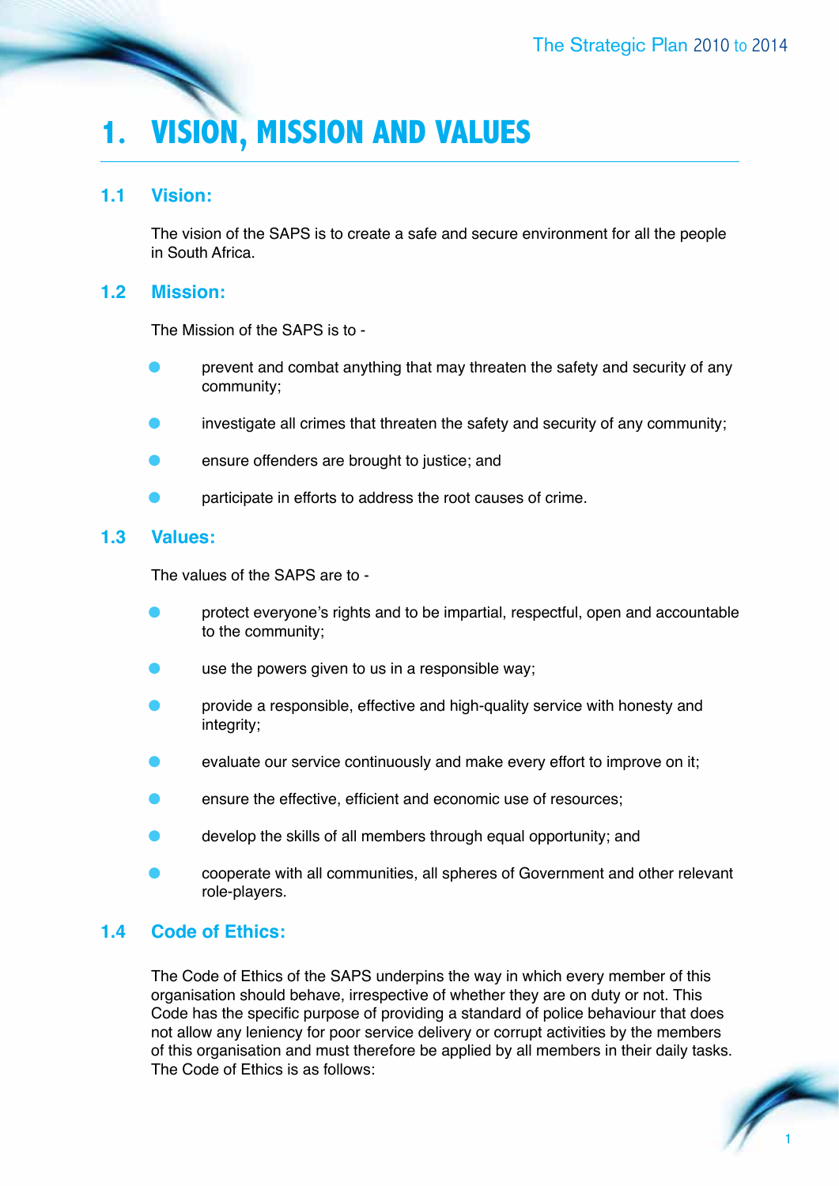# 1. VISION, MISSION AND VALUES

## 1.1 Vision:

The vision of the SAPS is to create a safe and secure environment for all the people in South Africa.

## 1.2 Mission:

The Mission of the SAPS is to -

- prevent and combat anything that may threaten the safety and security of any community;
- investigate all crimes that threaten the safety and security of any community;
- ensure offenders are brought to justice; and
- participate in efforts to address the root causes of crime.

## 1.3 Values:

The values of the SAPS are to -

- protect everyone's rights and to be impartial, respectful, open and accountable to the community;
- use the powers given to us in a responsible way;
- provide a responsible, effective and high-quality service with honesty and integrity;
- evaluate our service continuously and make every effort to improve on it;
- ensure the effective, efficient and economic use of resources;
- develop the skills of all members through equal opportunity; and
- cooperate with all communities, all spheres of Government and other relevant role-players.

## 1.4 Code of Ethics:

The Code of Ethics of the SAPS underpins the way in which every member of this organisation should behave, irrespective of whether they are on duty or not. This Code has the specific purpose of providing a standard of police behaviour that does not allow any leniency for poor service delivery or corrupt activities by the members of this organisation and must therefore be applied by all members in their daily tasks. The Code of Ethics is as follows: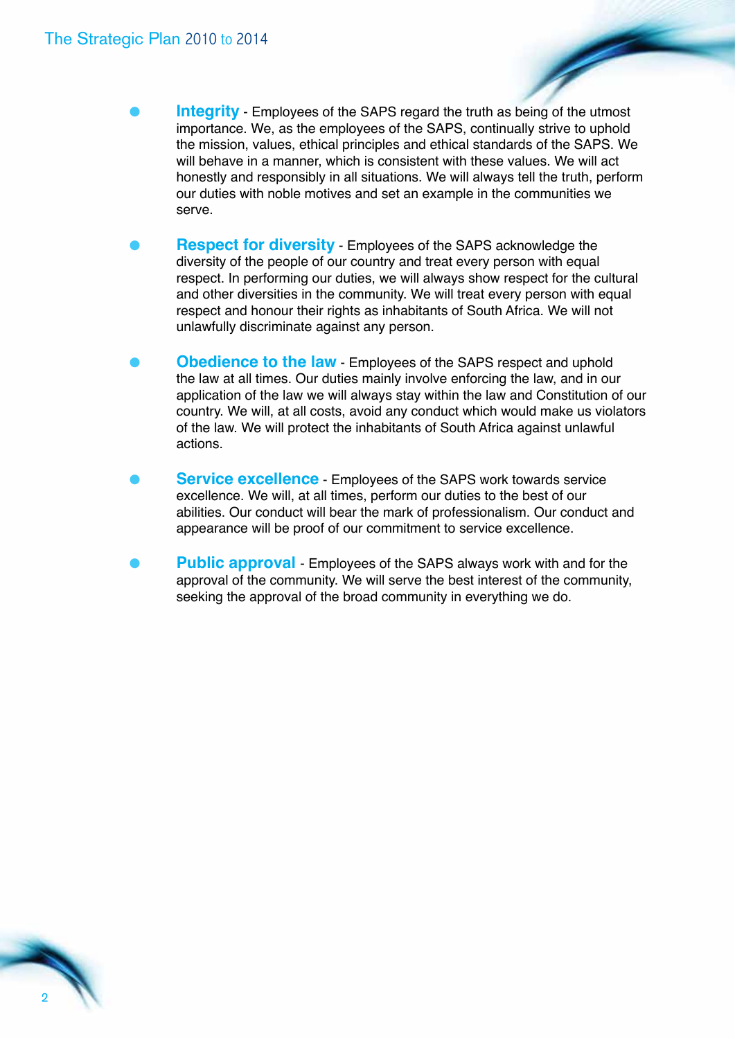- **Integrity** - Employees of the SAPS regard the truth as being of the utmost importance. We, as the employees of the SAPS, continually strive to uphold the mission, values, ethical principles and ethical standards of the SAPS. We will behave in a manner, which is consistent with these values. We will act honestly and responsibly in all situations. We will always tell the truth, perform our duties with noble motives and set an example in the communities we serve.

- **Respect for diversity** - Employees of the SAPS acknowledge the diversity of the people of our country and treat every person with equal respect. In performing our duties, we will always show respect for the cultural and other diversities in the community. We will treat every person with equal respect and honour their rights as inhabitants of South Africa. We will not unlawfully discriminate against any person.

- **Obedience to the law** - Employees of the SAPS respect and uphold the law at all times. Our duties mainly involve enforcing the law, and in our application of the law we will always stay within the law and Constitution of our country. We will, at all costs, avoid any conduct which would make us violators of the law. We will protect the inhabitants of South Africa against unlawful actions.

- **Service excellence** - Employees of the SAPS work towards service excellence. We will, at all times, perform our duties to the best of our abilities. Our conduct will bear the mark of professionalism. Our conduct and appearance will be proof of our commitment to service excellence.

- **Public approval** - Employees of the SAPS always work with and for the approval of the community. We will serve the best interest of the community, seeking the approval of the broad community in everything we do.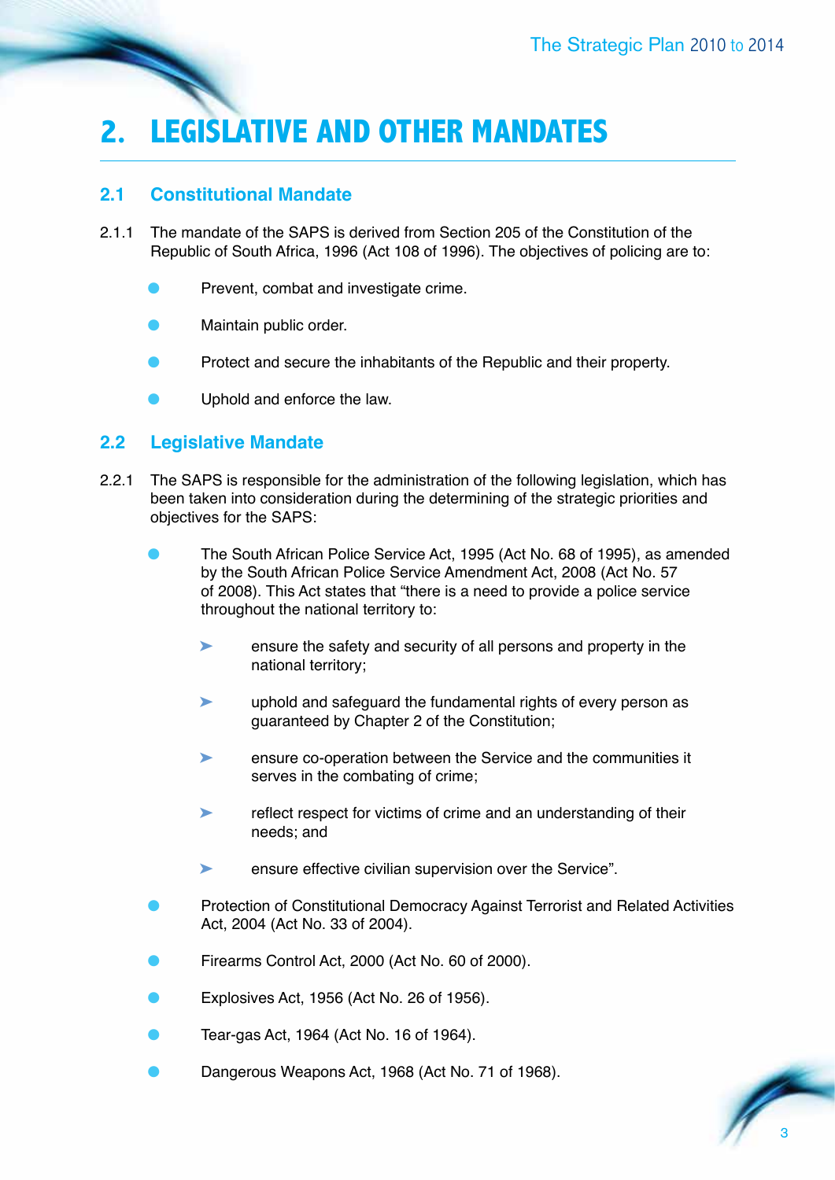# 2. LEGISLATIVE AND OTHER MANDATES

## 2.1 Constitutional Mandate

2.1.1 The mandate of the SAPS is derived from Section 205 of the Constitution of the Republic of South Africa, 1996 (Act 108 of 1996). The objectives of policing are to:

- Prevent, combat and investigate crime.
- Maintain public order.
- Protect and secure the inhabitants of the Republic and their property.
- Uphold and enforce the law.

## 2.2 Legislative Mandate

2.2.1 The SAPS is responsible for the administration of the following legislation, which has been taken into consideration during the determining of the strategic priorities and objectives for the SAPS:

- The South African Police Service Act, 1995 (Act No. 68 of 1995), as amended by the South African Police Service Amendment Act, 2008 (Act No. 57 of 2008). This Act states that "there is a need to provide a police service throughout the national territory to:
  - ensure the safety and security of all persons and property in the national territory;
  - uphold and safeguard the fundamental rights of every person as guaranteed by Chapter 2 of the Constitution;
  - ensure co-operation between the Service and the communities it serves in the combating of crime;
  - reflect respect for victims of crime and an understanding of their needs; and
  - ensure effective civilian supervision over the Service".
- Protection of Constitutional Democracy Against Terrorist and Related Activities Act, 2004 (Act No. 33 of 2004).
- Firearms Control Act, 2000 (Act No. 60 of 2000).
- Explosives Act, 1956 (Act No. 26 of 1956).
- Tear-gas Act, 1964 (Act No. 16 of 1964).
- Dangerous Weapons Act, 1968 (Act No. 71 of 1968).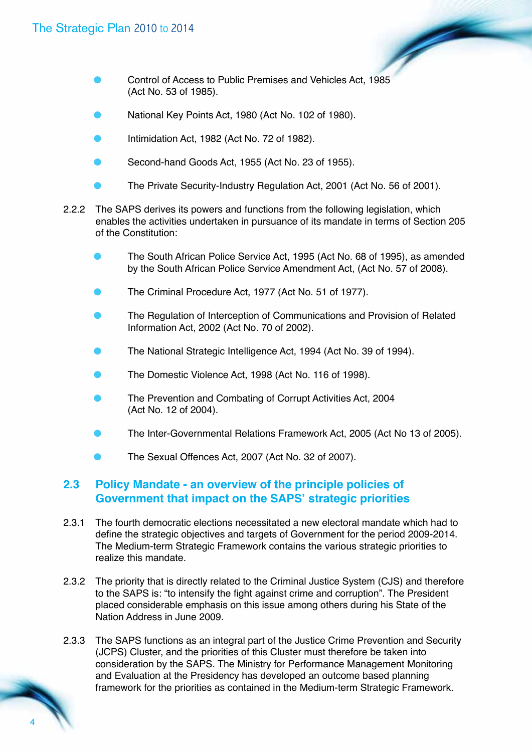- Control of Access to Public Premises and Vehicles Act, 1985 (Act No. 53 of 1985).
- National Key Points Act, 1980 (Act No. 102 of 1980).
- Intimidation Act, 1982 (Act No. 72 of 1982).
- Second-hand Goods Act, 1955 (Act No. 23 of 1955).
- The Private Security-Industry Regulation Act, 2001 (Act No. 56 of 2001).

2.2.2 The SAPS derives its powers and functions from the following legislation, which enables the activities undertaken in pursuance of its mandate in terms of Section 205 of the Constitution:

- The South African Police Service Act, 1995 (Act No. 68 of 1995), as amended by the South African Police Service Amendment Act, (Act No. 57 of 2008).
- The Criminal Procedure Act, 1977 (Act No. 51 of 1977).
- The Regulation of Interception of Communications and Provision of Related Information Act, 2002 (Act No. 70 of 2002).
- The National Strategic Intelligence Act, 1994 (Act No. 39 of 1994).
- The Domestic Violence Act, 1998 (Act No. 116 of 1998).
- The Prevention and Combating of Corrupt Activities Act, 2004 (Act No. 12 of 2004).
- The Inter-Governmental Relations Framework Act, 2005 (Act No 13 of 2005).
- The Sexual Offences Act, 2007 (Act No. 32 of 2007).

## 2.3 Policy Mandate - an overview of the principle policies of Government that impact on the SAPS' strategic priorities

2.3.1 The fourth democratic elections necessitated a new electoral mandate which had to define the strategic objectives and targets of Government for the period 2009-2014. The Medium-term Strategic Framework contains the various strategic priorities to realize this mandate.

2.3.2 The priority that is directly related to the Criminal Justice System (CJS) and therefore to the SAPS is: "to intensify the fight against crime and corruption". The President placed considerable emphasis on this issue among others during his State of the Nation Address in June 2009.

2.3.3 The SAPS functions as an integral part of the Justice Crime Prevention and Security (JCPS) Cluster, and the priorities of this Cluster must therefore be taken into consideration by the SAPS. The Ministry for Performance Management Monitoring and Evaluation at the Presidency has developed an outcome based planning framework for the priorities as contained in the Medium-term Strategic Framework.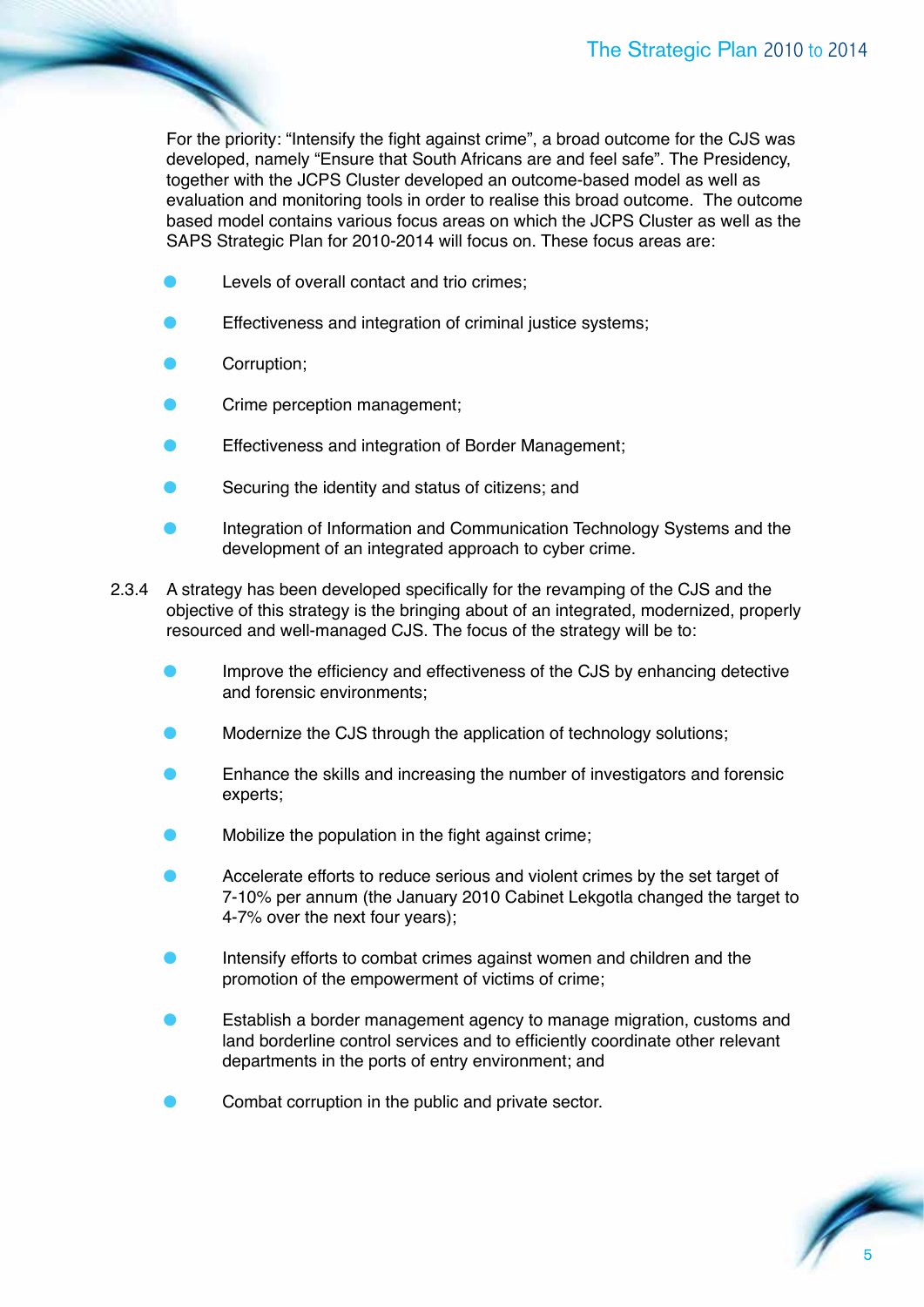For the priority: "Intensify the fight against crime", a broad outcome for the CJS was developed, namely "Ensure that South Africans are and feel safe". The Presidency, together with the JCPS Cluster developed an outcome-based model as well as evaluation and monitoring tools in order to realise this broad outcome. The outcome based model contains various focus areas on which the JCPS Cluster as well as the SAPS Strategic Plan for 2010-2014 will focus on. These focus areas are:

- Levels of overall contact and trio crimes;
- Effectiveness and integration of criminal justice systems;
- Corruption;
- Crime perception management;
- Effectiveness and integration of Border Management;
- Securing the identity and status of citizens; and
- Integration of Information and Communication Technology Systems and the development of an integrated approach to cyber crime.

2.3.4 A strategy has been developed specifically for the revamping of the CJS and the objective of this strategy is the bringing about of an integrated, modernized, properly resourced and well-managed CJS. The focus of the strategy will be to:

- Improve the efficiency and effectiveness of the CJS by enhancing detective and forensic environments;
- Modernize the CJS through the application of technology solutions;
- Enhance the skills and increasing the number of investigators and forensic experts;
- Mobilize the population in the fight against crime;
- Accelerate efforts to reduce serious and violent crimes by the set target of 7-10% per annum (the January 2010 Cabinet Lekgotla changed the target to 4-7% over the next four years);
- Intensify efforts to combat crimes against women and children and the promotion of the empowerment of victims of crime;
- Establish a border management agency to manage migration, customs and land borderline control services and to efficiently coordinate other relevant departments in the ports of entry environment; and
- Combat corruption in the public and private sector.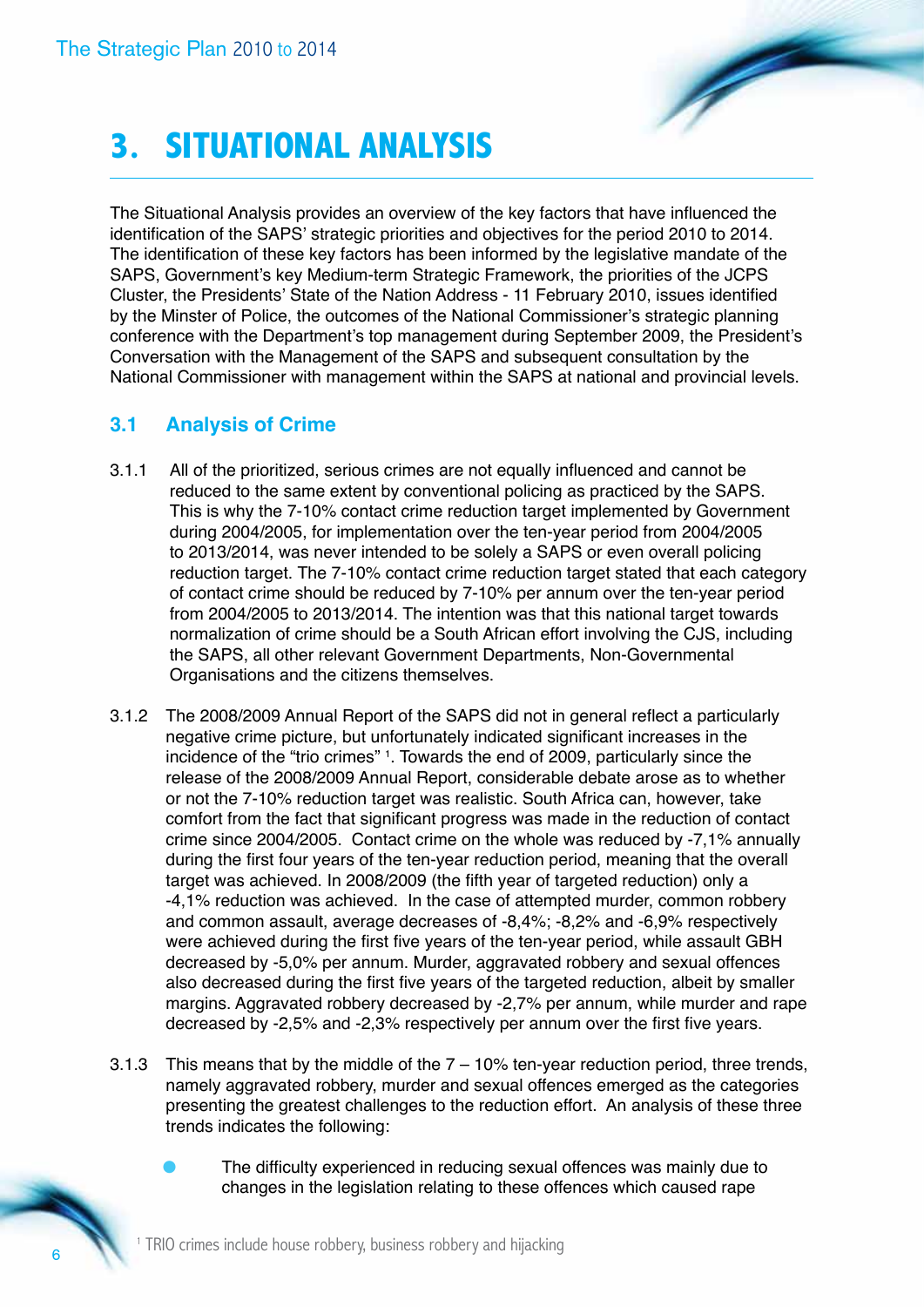# 3. SITUATIONAL ANALYSIS

The Situational Analysis provides an overview of the key factors that have influenced the identification of the SAPS' strategic priorities and objectives for the period 2010 to 2014. The identification of these key factors has been informed by the legislative mandate of the SAPS, Government's key Medium-term Strategic Framework, the priorities of the JCPS Cluster, the Presidents' State of the Nation Address - 11 February 2010, issues identified by the Minster of Police, the outcomes of the National Commissioner's strategic planning conference with the Department's top management during September 2009, the President's Conversation with the Management of the SAPS and subsequent consultation by the National Commissioner with management within the SAPS at national and provincial levels.

## 3.1 Analysis of Crime

3.1.1 All of the prioritized, serious crimes are not equally influenced and cannot be reduced to the same extent by conventional policing as practiced by the SAPS. This is why the 7-10% contact crime reduction target implemented by Government during 2004/2005, for implementation over the ten-year period from 2004/2005 to 2013/2014, was never intended to be solely a SAPS or even overall policing reduction target. The 7-10% contact crime reduction target stated that each category of contact crime should be reduced by 7-10% per annum over the ten-year period from 2004/2005 to 2013/2014. The intention was that this national target towards normalization of crime should be a South African effort involving the CJS, including the SAPS, all other relevant Government Departments, Non-Governmental Organisations and the citizens themselves.

3.1.2 The 2008/2009 Annual Report of the SAPS did not in general reflect a particularly negative crime picture, but unfortunately indicated significant increases in the incidence of the "trio crimes" [1]. Towards the end of 2009, particularly since the release of the 2008/2009 Annual Report, considerable debate arose as to whether or not the 7-10% reduction target was realistic. South Africa can, however, take comfort from the fact that significant progress was made in the reduction of contact crime since 2004/2005. Contact crime on the whole was reduced by -7,1% annually during the first four years of the ten-year reduction period, meaning that the overall target was achieved. In 2008/2009 (the fifth year of targeted reduction) only a -4,1% reduction was achieved. In the case of attempted murder, common robbery and common assault, average decreases of -8,4%; -8,2% and -6,9% respectively were achieved during the first five years of the ten-year period, while assault GBH decreased by -5,0% per annum. Murder, aggravated robbery and sexual offences also decreased during the first five years of the targeted reduction, albeit by smaller margins. Aggravated robbery decreased by -2,7% per annum, while murder and rape decreased by -2,5% and -2,3% respectively per annum over the first five years.

3.1.3 This means that by the middle of the 7 – 10% ten-year reduction period, three trends, namely aggravated robbery, murder and sexual offences emerged as the categories presenting the greatest challenges to the reduction effort. An analysis of these three trends indicates the following:

- The difficulty experienced in reducing sexual offences was mainly due to changes in the legislation relating to these offences which caused rape

[1] TRIO crimes include house robbery, business robbery and hijacking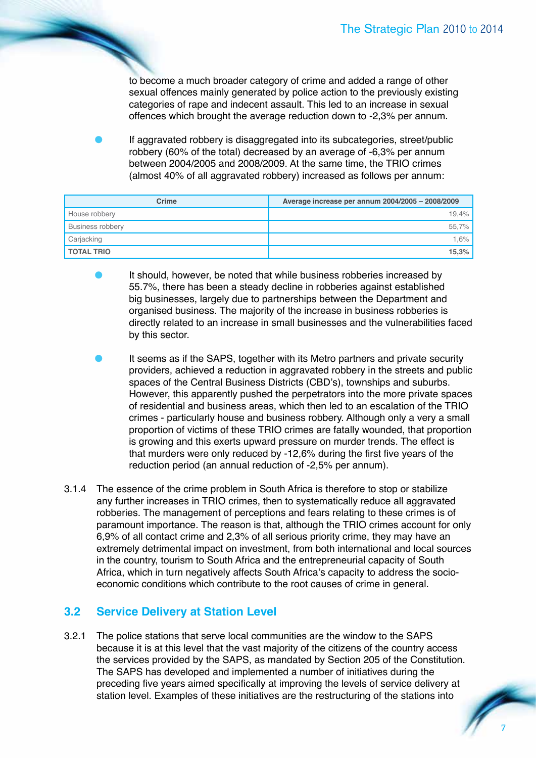to become a much broader category of crime and added a range of other sexual offences mainly generated by police action to the previously existing categories of rape and indecent assault. This led to an increase in sexual offences which brought the average reduction down to -2,3% per annum.

- If aggravated robbery is disaggregated into its subcategories, street/public robbery (60% of the total) decreased by an average of -6,3% per annum between 2004/2005 and 2008/2009. At the same time, the TRIO crimes (almost 40% of all aggravated robbery) increased as follows per annum:

| Crime | Average increase per annum 2004/2005 – 2008/2009 |
|---|---|
| House robbery | 19,4% |
| Business robbery | 55,7% |
| Carjacking | 1,6% |
| **TOTAL TRIO** | **15,3%** |

- It should, however, be noted that while business robberies increased by 55.7%, there has been a steady decline in robberies against established big businesses, largely due to partnerships between the Department and organised business. The majority of the increase in business robberies is directly related to an increase in small businesses and the vulnerabilities faced by this sector.

- It seems as if the SAPS, together with its Metro partners and private security providers, achieved a reduction in aggravated robbery in the streets and public spaces of the Central Business Districts (CBD's), townships and suburbs. However, this apparently pushed the perpetrators into the more private spaces of residential and business areas, which then led to an escalation of the TRIO crimes - particularly house and business robbery. Although only a very a small proportion of victims of these TRIO crimes are fatally wounded, that proportion is growing and this exerts upward pressure on murder trends. The effect is that murders were only reduced by -12,6% during the first five years of the reduction period (an annual reduction of -2,5% per annum).

3.1.4 The essence of the crime problem in South Africa is therefore to stop or stabilize any further increases in TRIO crimes, then to systematically reduce all aggravated robberies. The management of perceptions and fears relating to these crimes is of paramount importance. The reason is that, although the TRIO crimes account for only 6,9% of all contact crime and 2,3% of all serious priority crime, they may have an extremely detrimental impact on investment, from both international and local sources in the country, tourism to South Africa and the entrepreneurial capacity of South Africa, which in turn negatively affects South Africa's capacity to address the socio-economic conditions which contribute to the root causes of crime in general.

## 3.2 Service Delivery at Station Level

3.2.1 The police stations that serve local communities are the window to the SAPS because it is at this level that the vast majority of the citizens of the country access the services provided by the SAPS, as mandated by Section 205 of the Constitution. The SAPS has developed and implemented a number of initiatives during the preceding five years aimed specifically at improving the levels of service delivery at station level. Examples of these initiatives are the restructuring of the stations into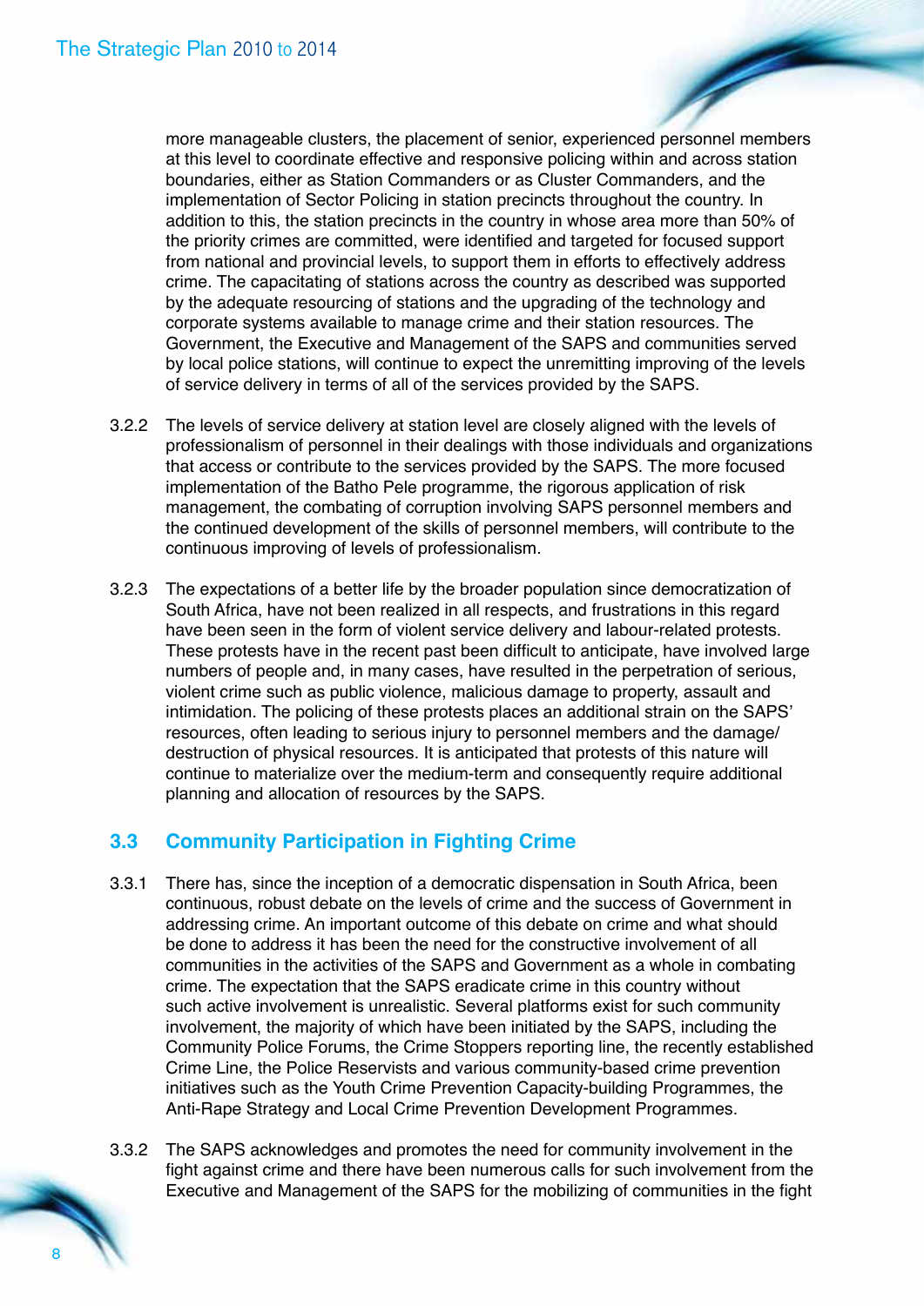more manageable clusters, the placement of senior, experienced personnel members at this level to coordinate effective and responsive policing within and across station boundaries, either as Station Commanders or as Cluster Commanders, and the implementation of Sector Policing in station precincts throughout the country. In addition to this, the station precincts in the country in whose area more than 50% of the priority crimes are committed, were identified and targeted for focused support from national and provincial levels, to support them in efforts to effectively address crime. The capacitating of stations across the country as described was supported by the adequate resourcing of stations and the upgrading of the technology and corporate systems available to manage crime and their station resources. The Government, the Executive and Management of the SAPS and communities served by local police stations, will continue to expect the unremitting improving of the levels of service delivery in terms of all of the services provided by the SAPS.

3.2.2 The levels of service delivery at station level are closely aligned with the levels of professionalism of personnel in their dealings with those individuals and organizations that access or contribute to the services provided by the SAPS. The more focused implementation of the Batho Pele programme, the rigorous application of risk management, the combating of corruption involving SAPS personnel members and the continued development of the skills of personnel members, will contribute to the continuous improving of levels of professionalism.

3.2.3 The expectations of a better life by the broader population since democratization of South Africa, have not been realized in all respects, and frustrations in this regard have been seen in the form of violent service delivery and labour-related protests. These protests have in the recent past been difficult to anticipate, have involved large numbers of people and, in many cases, have resulted in the perpetration of serious, violent crime such as public violence, malicious damage to property, assault and intimidation. The policing of these protests places an additional strain on the SAPS' resources, often leading to serious injury to personnel members and the damage/destruction of physical resources. It is anticipated that protests of this nature will continue to materialize over the medium-term and consequently require additional planning and allocation of resources by the SAPS.

## 3.3 Community Participation in Fighting Crime

3.3.1 There has, since the inception of a democratic dispensation in South Africa, been continuous, robust debate on the levels of crime and the success of Government in addressing crime. An important outcome of this debate on crime and what should be done to address it has been the need for the constructive involvement of all communities in the activities of the SAPS and Government as a whole in combating crime. The expectation that the SAPS eradicate crime in this country without such active involvement is unrealistic. Several platforms exist for such community involvement, the majority of which have been initiated by the SAPS, including the Community Police Forums, the Crime Stoppers reporting line, the recently established Crime Line, the Police Reservists and various community-based crime prevention initiatives such as the Youth Crime Prevention Capacity-building Programmes, the Anti-Rape Strategy and Local Crime Prevention Development Programmes.

3.3.2 The SAPS acknowledges and promotes the need for community involvement in the fight against crime and there have been numerous calls for such involvement from the Executive and Management of the SAPS for the mobilizing of communities in the fight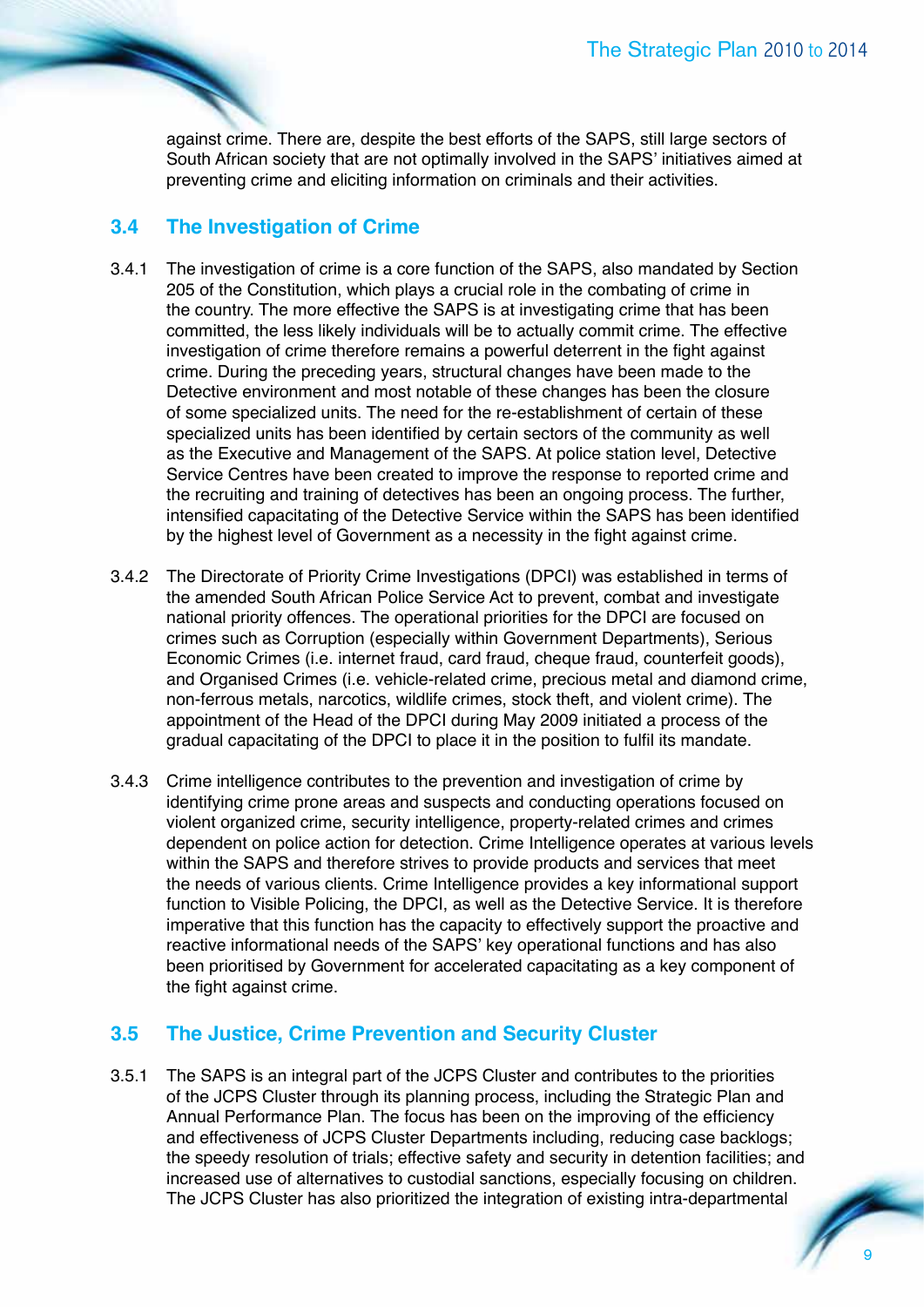against crime. There are, despite the best efforts of the SAPS, still large sectors of South African society that are not optimally involved in the SAPS' initiatives aimed at preventing crime and eliciting information on criminals and their activities.

## 3.4 The Investigation of Crime

3.4.1 The investigation of crime is a core function of the SAPS, also mandated by Section 205 of the Constitution, which plays a crucial role in the combating of crime in the country. The more effective the SAPS is at investigating crime that has been committed, the less likely individuals will be to actually commit crime. The effective investigation of crime therefore remains a powerful deterrent in the fight against crime. During the preceding years, structural changes have been made to the Detective environment and most notable of these changes has been the closure of some specialized units. The need for the re-establishment of certain of these specialized units has been identified by certain sectors of the community as well as the Executive and Management of the SAPS. At police station level, Detective Service Centres have been created to improve the response to reported crime and the recruiting and training of detectives has been an ongoing process. The further, intensified capacitating of the Detective Service within the SAPS has been identified by the highest level of Government as a necessity in the fight against crime.

3.4.2 The Directorate of Priority Crime Investigations (DPCI) was established in terms of the amended South African Police Service Act to prevent, combat and investigate national priority offences. The operational priorities for the DPCI are focused on crimes such as Corruption (especially within Government Departments), Serious Economic Crimes (i.e. internet fraud, card fraud, cheque fraud, counterfeit goods), and Organised Crimes (i.e. vehicle-related crime, precious metal and diamond crime, non-ferrous metals, narcotics, wildlife crimes, stock theft, and violent crime). The appointment of the Head of the DPCI during May 2009 initiated a process of the gradual capacitating of the DPCI to place it in the position to fulfil its mandate.

3.4.3 Crime intelligence contributes to the prevention and investigation of crime by identifying crime prone areas and suspects and conducting operations focused on violent organized crime, security intelligence, property-related crimes and crimes dependent on police action for detection. Crime Intelligence operates at various levels within the SAPS and therefore strives to provide products and services that meet the needs of various clients. Crime Intelligence provides a key informational support function to Visible Policing, the DPCI, as well as the Detective Service. It is therefore imperative that this function has the capacity to effectively support the proactive and reactive informational needs of the SAPS' key operational functions and has also been prioritised by Government for accelerated capacitating as a key component of the fight against crime.

## 3.5 The Justice, Crime Prevention and Security Cluster

3.5.1 The SAPS is an integral part of the JCPS Cluster and contributes to the priorities of the JCPS Cluster through its planning process, including the Strategic Plan and Annual Performance Plan. The focus has been on the improving of the efficiency and effectiveness of JCPS Cluster Departments including, reducing case backlogs; the speedy resolution of trials; effective safety and security in detention facilities; and increased use of alternatives to custodial sanctions, especially focusing on children. The JCPS Cluster has also prioritized the integration of existing intra-departmental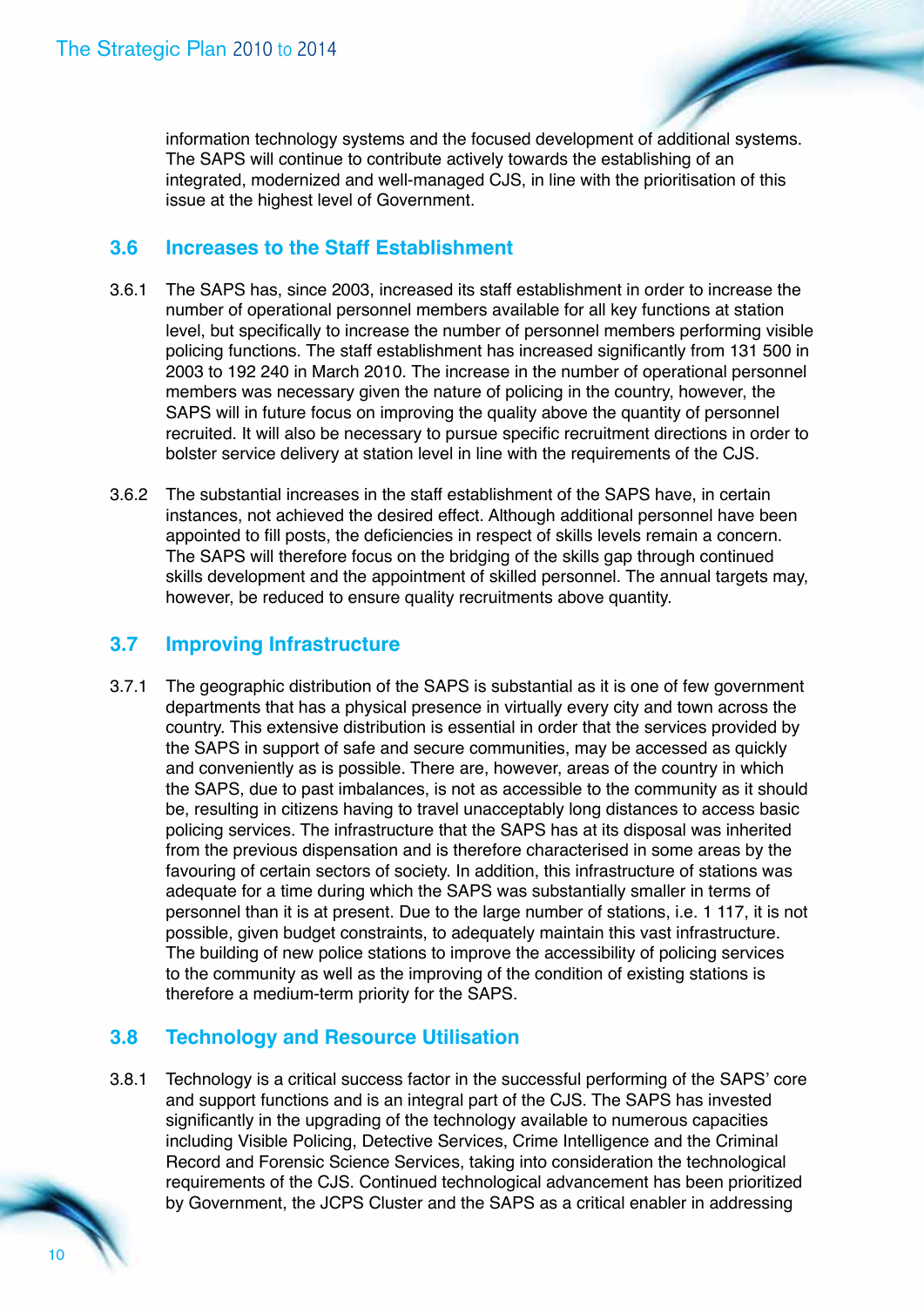information technology systems and the focused development of additional systems. The SAPS will continue to contribute actively towards the establishing of an integrated, modernized and well-managed CJS, in line with the prioritisation of this issue at the highest level of Government.

## 3.6 Increases to the Staff Establishment

3.6.1 The SAPS has, since 2003, increased its staff establishment in order to increase the number of operational personnel members available for all key functions at station level, but specifically to increase the number of personnel members performing visible policing functions. The staff establishment has increased significantly from 131 500 in 2003 to 192 240 in March 2010. The increase in the number of operational personnel members was necessary given the nature of policing in the country, however, the SAPS will in future focus on improving the quality above the quantity of personnel recruited. It will also be necessary to pursue specific recruitment directions in order to bolster service delivery at station level in line with the requirements of the CJS.

3.6.2 The substantial increases in the staff establishment of the SAPS have, in certain instances, not achieved the desired effect. Although additional personnel have been appointed to fill posts, the deficiencies in respect of skills levels remain a concern. The SAPS will therefore focus on the bridging of the skills gap through continued skills development and the appointment of skilled personnel. The annual targets may, however, be reduced to ensure quality recruitments above quantity.

## 3.7 Improving Infrastructure

3.7.1 The geographic distribution of the SAPS is substantial as it is one of few government departments that has a physical presence in virtually every city and town across the country. This extensive distribution is essential in order that the services provided by the SAPS in support of safe and secure communities, may be accessed as quickly and conveniently as is possible. There are, however, areas of the country in which the SAPS, due to past imbalances, is not as accessible to the community as it should be, resulting in citizens having to travel unacceptably long distances to access basic policing services. The infrastructure that the SAPS has at its disposal was inherited from the previous dispensation and is therefore characterised in some areas by the favouring of certain sectors of society. In addition, this infrastructure of stations was adequate for a time during which the SAPS was substantially smaller in terms of personnel than it is at present. Due to the large number of stations, i.e. 1 117, it is not possible, given budget constraints, to adequately maintain this vast infrastructure. The building of new police stations to improve the accessibility of policing services to the community as well as the improving of the condition of existing stations is therefore a medium-term priority for the SAPS.

## 3.8 Technology and Resource Utilisation

3.8.1 Technology is a critical success factor in the successful performing of the SAPS' core and support functions and is an integral part of the CJS. The SAPS has invested significantly in the upgrading of the technology available to numerous capacities including Visible Policing, Detective Services, Crime Intelligence and the Criminal Record and Forensic Science Services, taking into consideration the technological requirements of the CJS. Continued technological advancement has been prioritized by Government, the JCPS Cluster and the SAPS as a critical enabler in addressing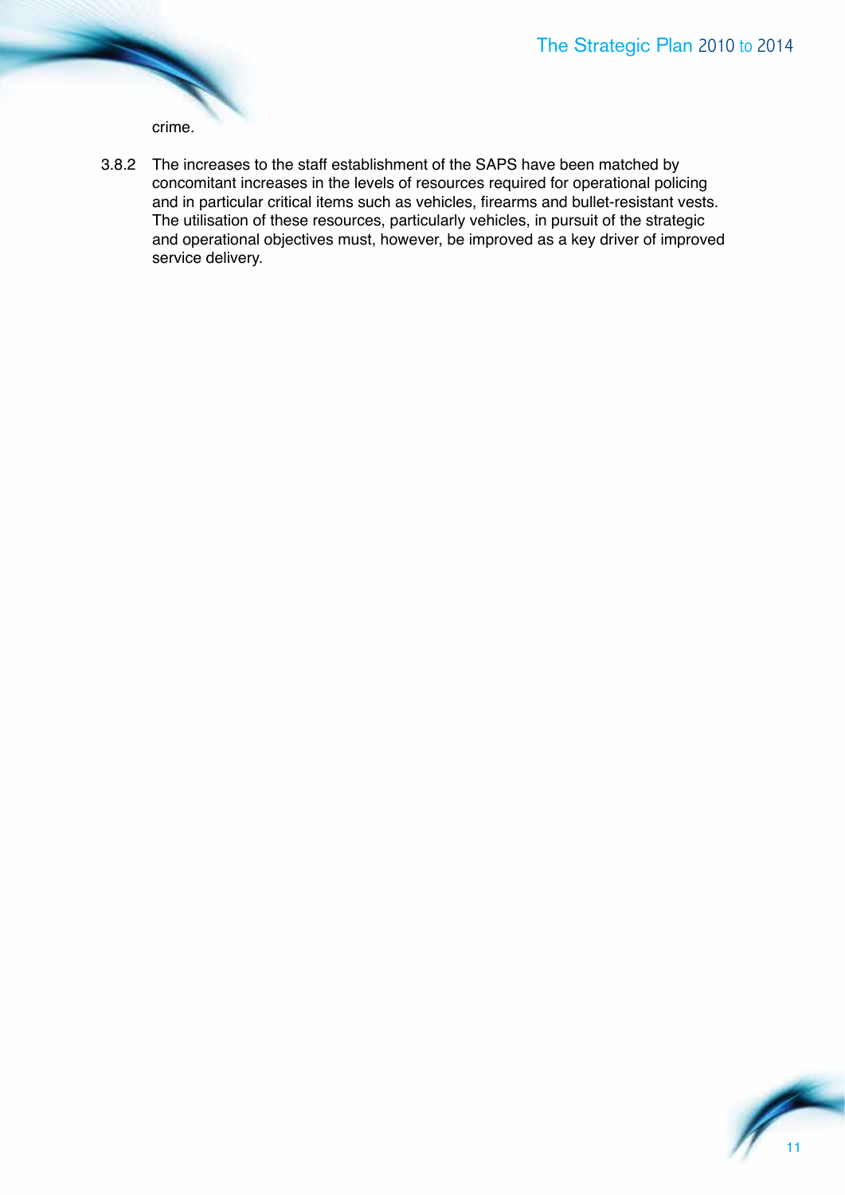crime.

3.8.2 The increases to the staff establishment of the SAPS have been matched by concomitant increases in the levels of resources required for operational policing and in particular critical items such as vehicles, firearms and bullet-resistant vests. The utilisation of these resources, particularly vehicles, in pursuit of the strategic and operational objectives must, however, be improved as a key driver of improved service delivery.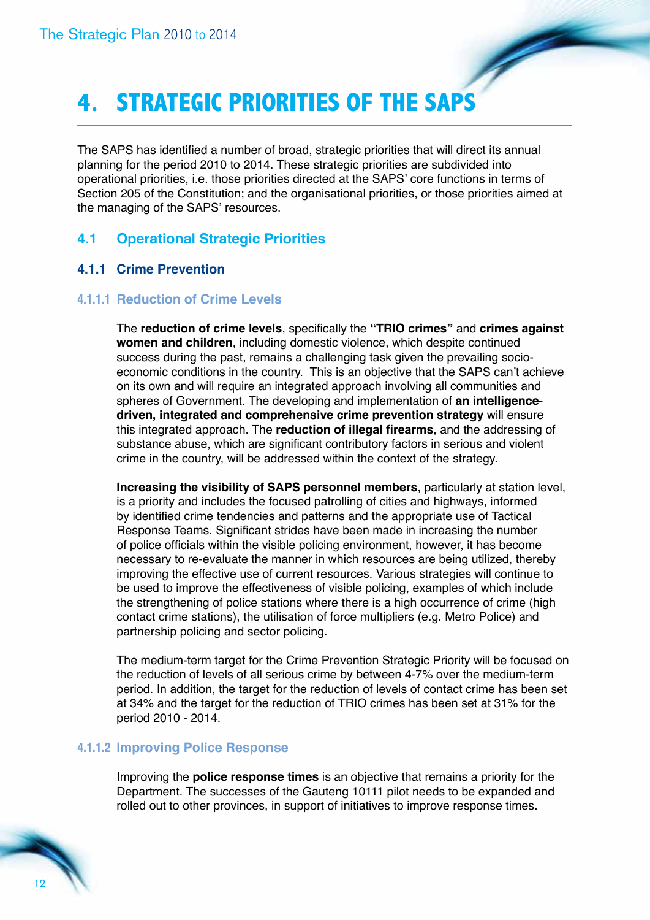# 4. STRATEGIC PRIORITIES OF THE SAPS

The SAPS has identified a number of broad, strategic priorities that will direct its annual planning for the period 2010 to 2014. These strategic priorities are subdivided into operational priorities, i.e. those priorities directed at the SAPS' core functions in terms of Section 205 of the Constitution; and the organisational priorities, or those priorities aimed at the managing of the SAPS' resources.

## 4.1 Operational Strategic Priorities

### 4.1.1 Crime Prevention

#### 4.1.1.1 Reduction of Crime Levels

The **reduction of crime levels**, specifically the **"TRIO crimes"** and **crimes against women and children**, including domestic violence, which despite continued success during the past, remains a challenging task given the prevailing socio-economic conditions in the country. This is an objective that the SAPS can't achieve on its own and will require an integrated approach involving all communities and spheres of Government. The developing and implementation of **an intelligence-driven, integrated and comprehensive crime prevention strategy** will ensure this integrated approach. The **reduction of illegal firearms**, and the addressing of substance abuse, which are significant contributory factors in serious and violent crime in the country, will be addressed within the context of the strategy.

**Increasing the visibility of SAPS personnel members**, particularly at station level, is a priority and includes the focused patrolling of cities and highways, informed by identified crime tendencies and patterns and the appropriate use of Tactical Response Teams. Significant strides have been made in increasing the number of police officials within the visible policing environment, however, it has become necessary to re-evaluate the manner in which resources are being utilized, thereby improving the effective use of current resources. Various strategies will continue to be used to improve the effectiveness of visible policing, examples of which include the strengthening of police stations where there is a high occurrence of crime (high contact crime stations), the utilisation of force multipliers (e.g. Metro Police) and partnership policing and sector policing.

The medium-term target for the Crime Prevention Strategic Priority will be focused on the reduction of levels of all serious crime by between 4-7% over the medium-term period. In addition, the target for the reduction of levels of contact crime has been set at 34% and the target for the reduction of TRIO crimes has been set at 31% for the period 2010 - 2014.

#### 4.1.1.2 Improving Police Response

Improving the **police response times** is an objective that remains a priority for the Department. The successes of the Gauteng 10111 pilot needs to be expanded and rolled out to other provinces, in support of initiatives to improve response times.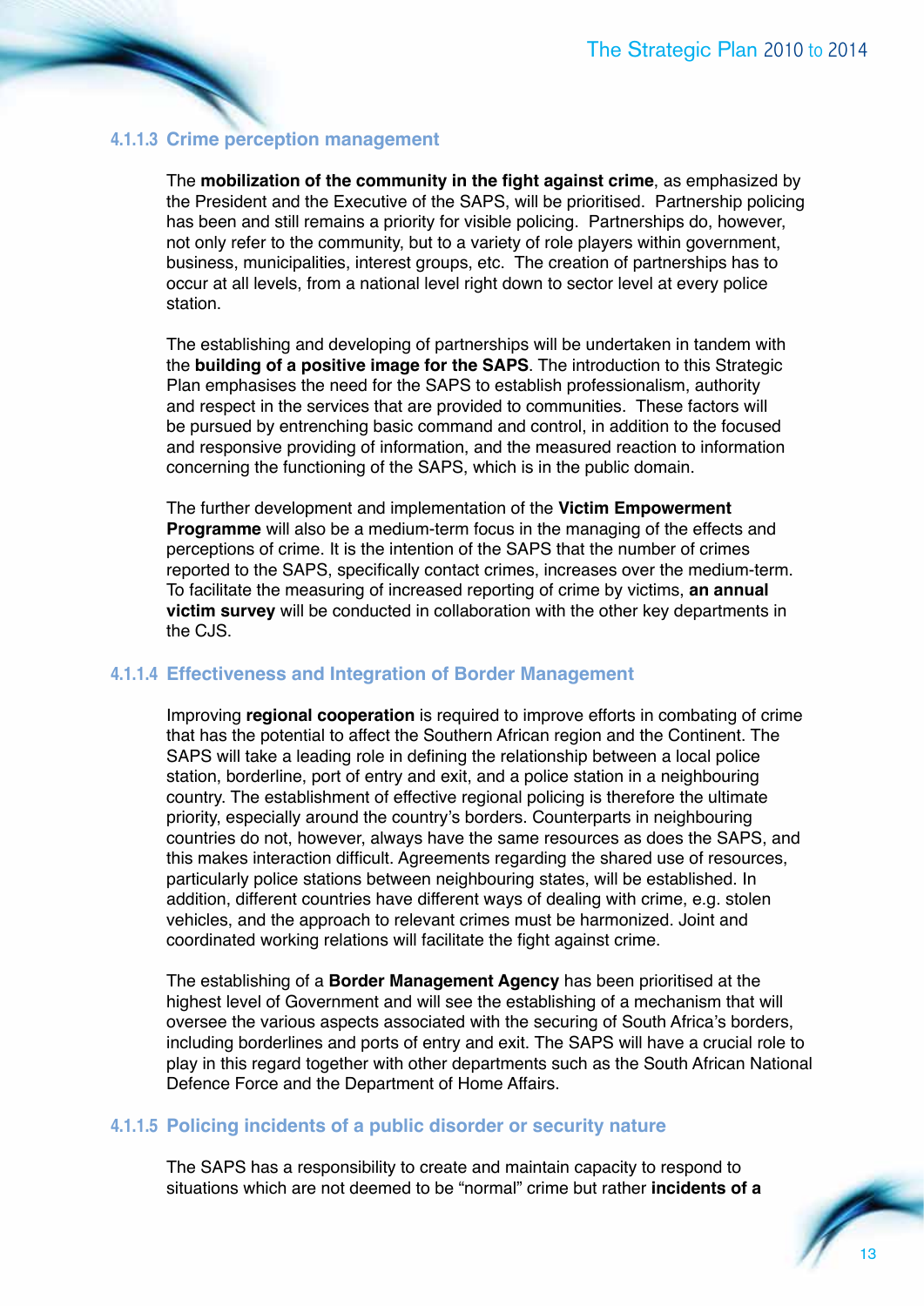#### 4.1.1.3 Crime perception management

The **mobilization of the community in the fight against crime**, as emphasized by the President and the Executive of the SAPS, will be prioritised. Partnership policing has been and still remains a priority for visible policing. Partnerships do, however, not only refer to the community, but to a variety of role players within government, business, municipalities, interest groups, etc. The creation of partnerships has to occur at all levels, from a national level right down to sector level at every police station.

The establishing and developing of partnerships will be undertaken in tandem with the **building of a positive image for the SAPS**. The introduction to this Strategic Plan emphasises the need for the SAPS to establish professionalism, authority and respect in the services that are provided to communities. These factors will be pursued by entrenching basic command and control, in addition to the focused and responsive providing of information, and the measured reaction to information concerning the functioning of the SAPS, which is in the public domain.

The further development and implementation of the **Victim Empowerment Programme** will also be a medium-term focus in the managing of the effects and perceptions of crime. It is the intention of the SAPS that the number of crimes reported to the SAPS, specifically contact crimes, increases over the medium-term. To facilitate the measuring of increased reporting of crime by victims, **an annual victim survey** will be conducted in collaboration with the other key departments in the CJS.

#### 4.1.1.4 Effectiveness and Integration of Border Management

Improving **regional cooperation** is required to improve efforts in combating of crime that has the potential to affect the Southern African region and the Continent. The SAPS will take a leading role in defining the relationship between a local police station, borderline, port of entry and exit, and a police station in a neighbouring country. The establishment of effective regional policing is therefore the ultimate priority, especially around the country's borders. Counterparts in neighbouring countries do not, however, always have the same resources as does the SAPS, and this makes interaction difficult. Agreements regarding the shared use of resources, particularly police stations between neighbouring states, will be established. In addition, different countries have different ways of dealing with crime, e.g. stolen vehicles, and the approach to relevant crimes must be harmonized. Joint and coordinated working relations will facilitate the fight against crime.

The establishing of a **Border Management Agency** has been prioritised at the highest level of Government and will see the establishing of a mechanism that will oversee the various aspects associated with the securing of South Africa's borders, including borderlines and ports of entry and exit. The SAPS will have a crucial role to play in this regard together with other departments such as the South African National Defence Force and the Department of Home Affairs.

#### 4.1.1.5 Policing incidents of a public disorder or security nature

The SAPS has a responsibility to create and maintain capacity to respond to situations which are not deemed to be "normal" crime but rather **incidents of a**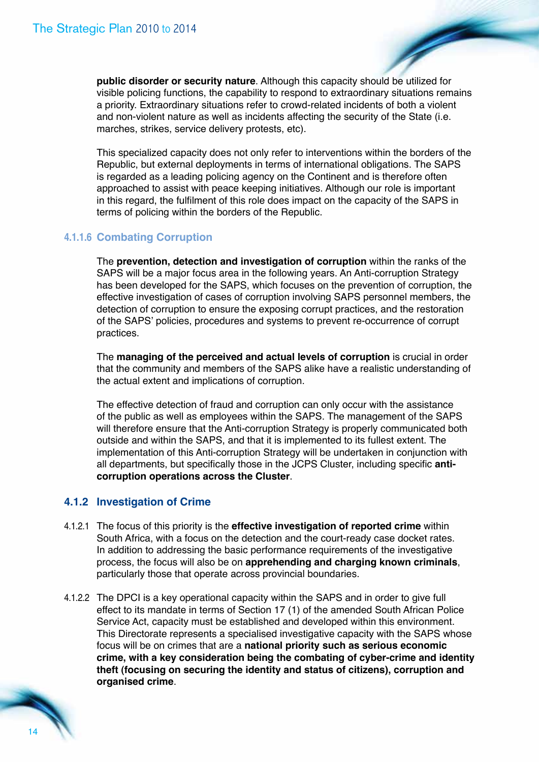**public disorder or security nature**. Although this capacity should be utilized for visible policing functions, the capability to respond to extraordinary situations remains a priority. Extraordinary situations refer to crowd-related incidents of both a violent and non-violent nature as well as incidents affecting the security of the State (i.e. marches, strikes, service delivery protests, etc).

This specialized capacity does not only refer to interventions within the borders of the Republic, but external deployments in terms of international obligations. The SAPS is regarded as a leading policing agency on the Continent and is therefore often approached to assist with peace keeping initiatives. Although our role is important in this regard, the fulfilment of this role does impact on the capacity of the SAPS in terms of policing within the borders of the Republic.

#### 4.1.1.6 Combating Corruption

The **prevention, detection and investigation of corruption** within the ranks of the SAPS will be a major focus area in the following years. An Anti-corruption Strategy has been developed for the SAPS, which focuses on the prevention of corruption, the effective investigation of cases of corruption involving SAPS personnel members, the detection of corruption to ensure the exposing corrupt practices, and the restoration of the SAPS' policies, procedures and systems to prevent re-occurrence of corrupt practices.

The **managing of the perceived and actual levels of corruption** is crucial in order that the community and members of the SAPS alike have a realistic understanding of the actual extent and implications of corruption.

The effective detection of fraud and corruption can only occur with the assistance of the public as well as employees within the SAPS. The management of the SAPS will therefore ensure that the Anti-corruption Strategy is properly communicated both outside and within the SAPS, and that it is implemented to its fullest extent. The implementation of this Anti-corruption Strategy will be undertaken in conjunction with all departments, but specifically those in the JCPS Cluster, including specific **anti-corruption operations across the Cluster**.

### 4.1.2 Investigation of Crime

4.1.2.1 The focus of this priority is the **effective investigation of reported crime** within South Africa, with a focus on the detection and the court-ready case docket rates. In addition to addressing the basic performance requirements of the investigative process, the focus will also be on **apprehending and charging known criminals**, particularly those that operate across provincial boundaries.

4.1.2.2 The DPCI is a key operational capacity within the SAPS and in order to give full effect to its mandate in terms of Section 17 (1) of the amended South African Police Service Act, capacity must be established and developed within this environment. This Directorate represents a specialised investigative capacity with the SAPS whose focus will be on crimes that are a **national priority such as serious economic crime, with a key consideration being the combating of cyber-crime and identity theft (focusing on securing the identity and status of citizens), corruption and organised crime**.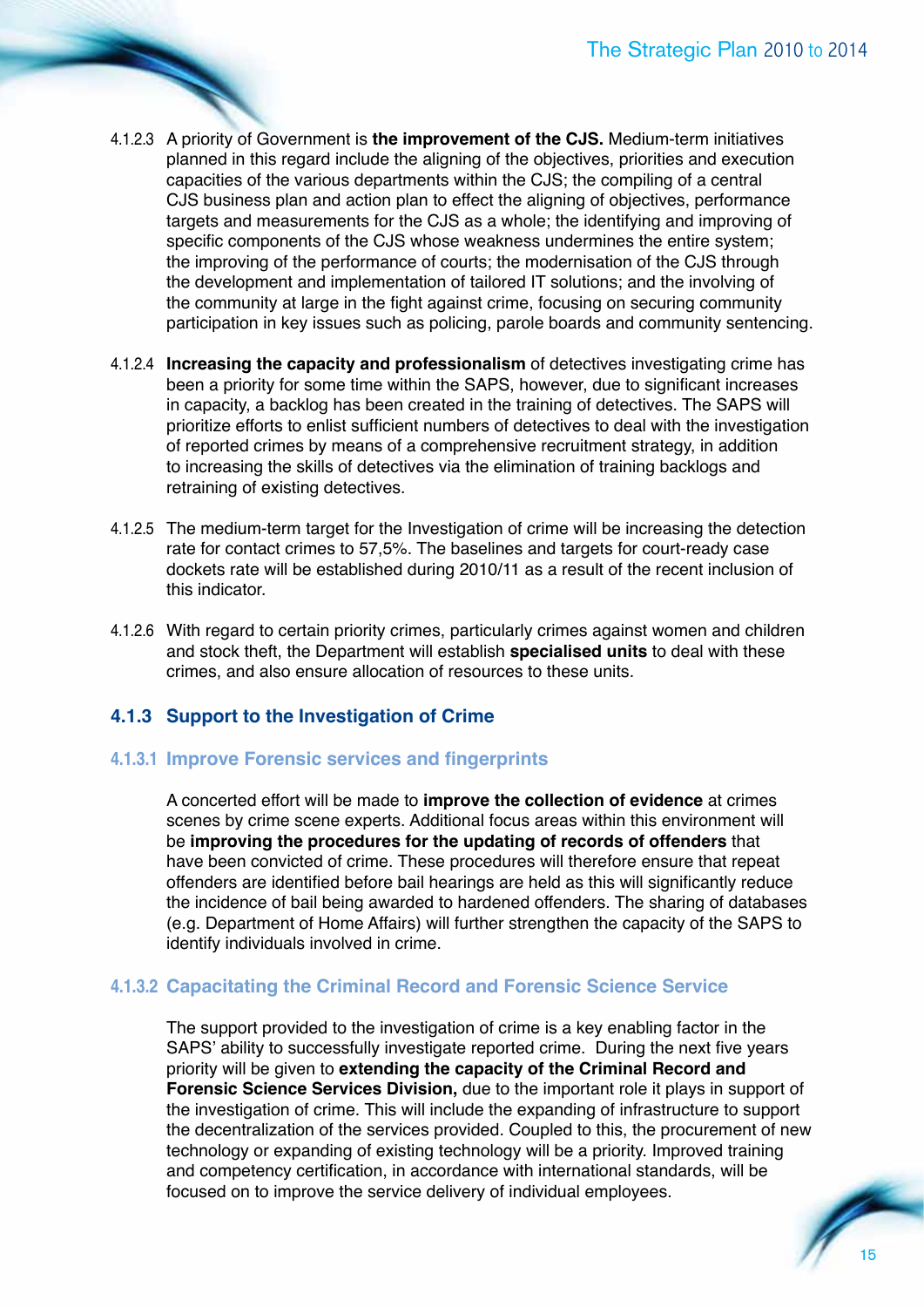4.1.2.3 A priority of Government is **the improvement of the CJS.** Medium-term initiatives planned in this regard include the aligning of the objectives, priorities and execution capacities of the various departments within the CJS; the compiling of a central CJS business plan and action plan to effect the aligning of objectives, performance targets and measurements for the CJS as a whole; the identifying and improving of specific components of the CJS whose weakness undermines the entire system; the improving of the performance of courts; the modernisation of the CJS through the development and implementation of tailored IT solutions; and the involving of the community at large in the fight against crime, focusing on securing community participation in key issues such as policing, parole boards and community sentencing.

4.1.2.4 **Increasing the capacity and professionalism** of detectives investigating crime has been a priority for some time within the SAPS, however, due to significant increases in capacity, a backlog has been created in the training of detectives. The SAPS will prioritize efforts to enlist sufficient numbers of detectives to deal with the investigation of reported crimes by means of a comprehensive recruitment strategy, in addition to increasing the skills of detectives via the elimination of training backlogs and retraining of existing detectives.

4.1.2.5 The medium-term target for the Investigation of crime will be increasing the detection rate for contact crimes to 57,5%. The baselines and targets for court-ready case dockets rate will be established during 2010/11 as a result of the recent inclusion of this indicator.

4.1.2.6 With regard to certain priority crimes, particularly crimes against women and children and stock theft, the Department will establish **specialised units** to deal with these crimes, and also ensure allocation of resources to these units.

### 4.1.3 Support to the Investigation of Crime

#### 4.1.3.1 Improve Forensic services and fingerprints

A concerted effort will be made to **improve the collection of evidence** at crimes scenes by crime scene experts. Additional focus areas within this environment will be **improving the procedures for the updating of records of offenders** that have been convicted of crime. These procedures will therefore ensure that repeat offenders are identified before bail hearings are held as this will significantly reduce the incidence of bail being awarded to hardened offenders. The sharing of databases (e.g. Department of Home Affairs) will further strengthen the capacity of the SAPS to identify individuals involved in crime.

#### 4.1.3.2 Capacitating the Criminal Record and Forensic Science Service

The support provided to the investigation of crime is a key enabling factor in the SAPS' ability to successfully investigate reported crime. During the next five years priority will be given to **extending the capacity of the Criminal Record and Forensic Science Services Division,** due to the important role it plays in support of the investigation of crime. This will include the expanding of infrastructure to support the decentralization of the services provided. Coupled to this, the procurement of new technology or expanding of existing technology will be a priority. Improved training and competency certification, in accordance with international standards, will be focused on to improve the service delivery of individual employees.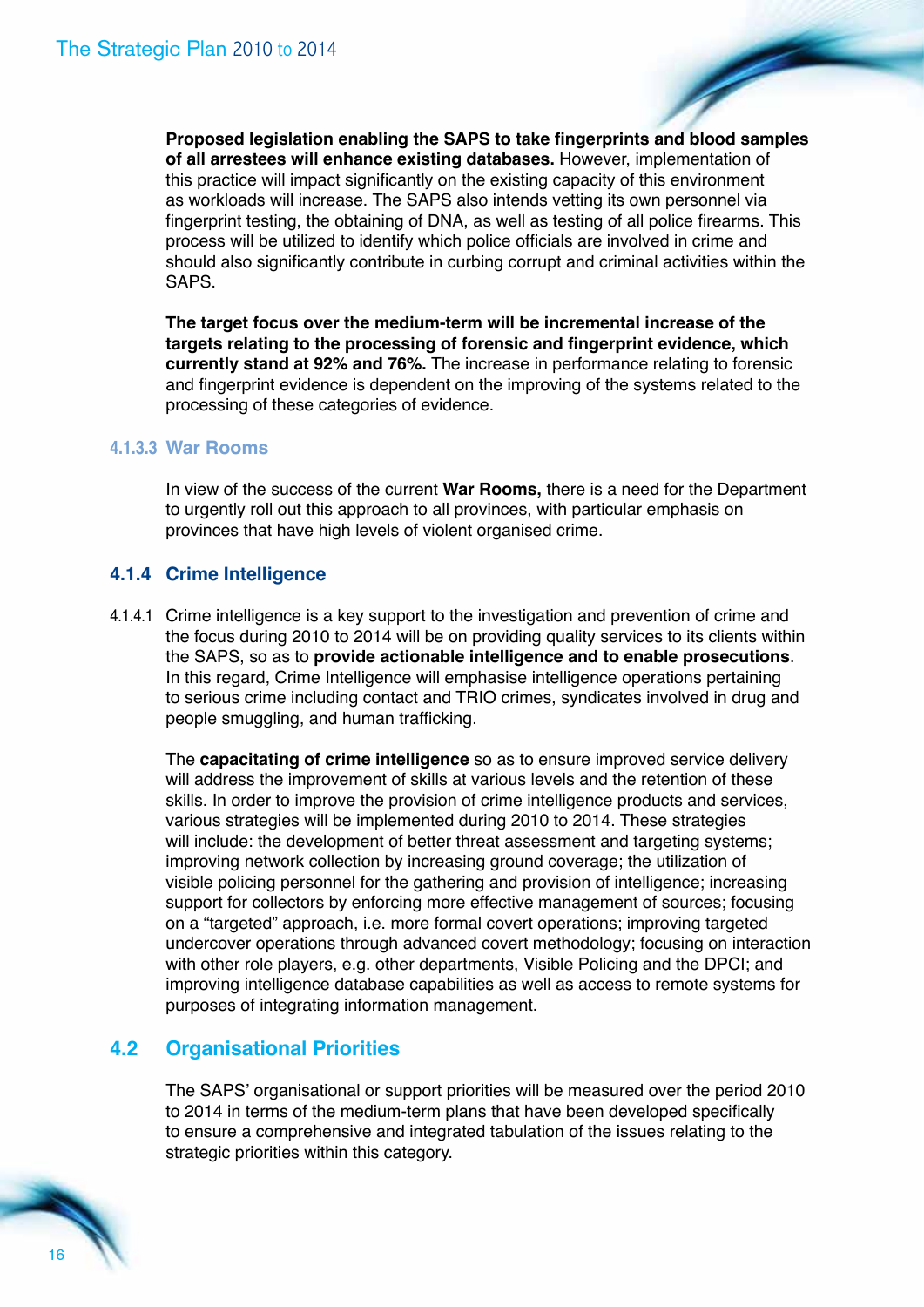**Proposed legislation enabling the SAPS to take fingerprints and blood samples of all arrestees will enhance existing databases.** However, implementation of this practice will impact significantly on the existing capacity of this environment as workloads will increase. The SAPS also intends vetting its own personnel via fingerprint testing, the obtaining of DNA, as well as testing of all police firearms. This process will be utilized to identify which police officials are involved in crime and should also significantly contribute in curbing corrupt and criminal activities within the SAPS.

**The target focus over the medium-term will be incremental increase of the targets relating to the processing of forensic and fingerprint evidence, which currently stand at 92% and 76%.** The increase in performance relating to forensic and fingerprint evidence is dependent on the improving of the systems related to the processing of these categories of evidence.

#### 4.1.3.3 War Rooms

In view of the success of the current **War Rooms,** there is a need for the Department to urgently roll out this approach to all provinces, with particular emphasis on provinces that have high levels of violent organised crime.

### 4.1.4 Crime Intelligence

4.1.4.1 Crime intelligence is a key support to the investigation and prevention of crime and the focus during 2010 to 2014 will be on providing quality services to its clients within the SAPS, so as to **provide actionable intelligence and to enable prosecutions**. In this regard, Crime Intelligence will emphasise intelligence operations pertaining to serious crime including contact and TRIO crimes, syndicates involved in drug and people smuggling, and human trafficking.

The **capacitating of crime intelligence** so as to ensure improved service delivery will address the improvement of skills at various levels and the retention of these skills. In order to improve the provision of crime intelligence products and services, various strategies will be implemented during 2010 to 2014. These strategies will include: the development of better threat assessment and targeting systems; improving network collection by increasing ground coverage; the utilization of visible policing personnel for the gathering and provision of intelligence; increasing support for collectors by enforcing more effective management of sources; focusing on a "targeted" approach, i.e. more formal covert operations; improving targeted undercover operations through advanced covert methodology; focusing on interaction with other role players, e.g. other departments, Visible Policing and the DPCI; and improving intelligence database capabilities as well as access to remote systems for purposes of integrating information management.

## 4.2 Organisational Priorities

The SAPS' organisational or support priorities will be measured over the period 2010 to 2014 in terms of the medium-term plans that have been developed specifically to ensure a comprehensive and integrated tabulation of the issues relating to the strategic priorities within this category.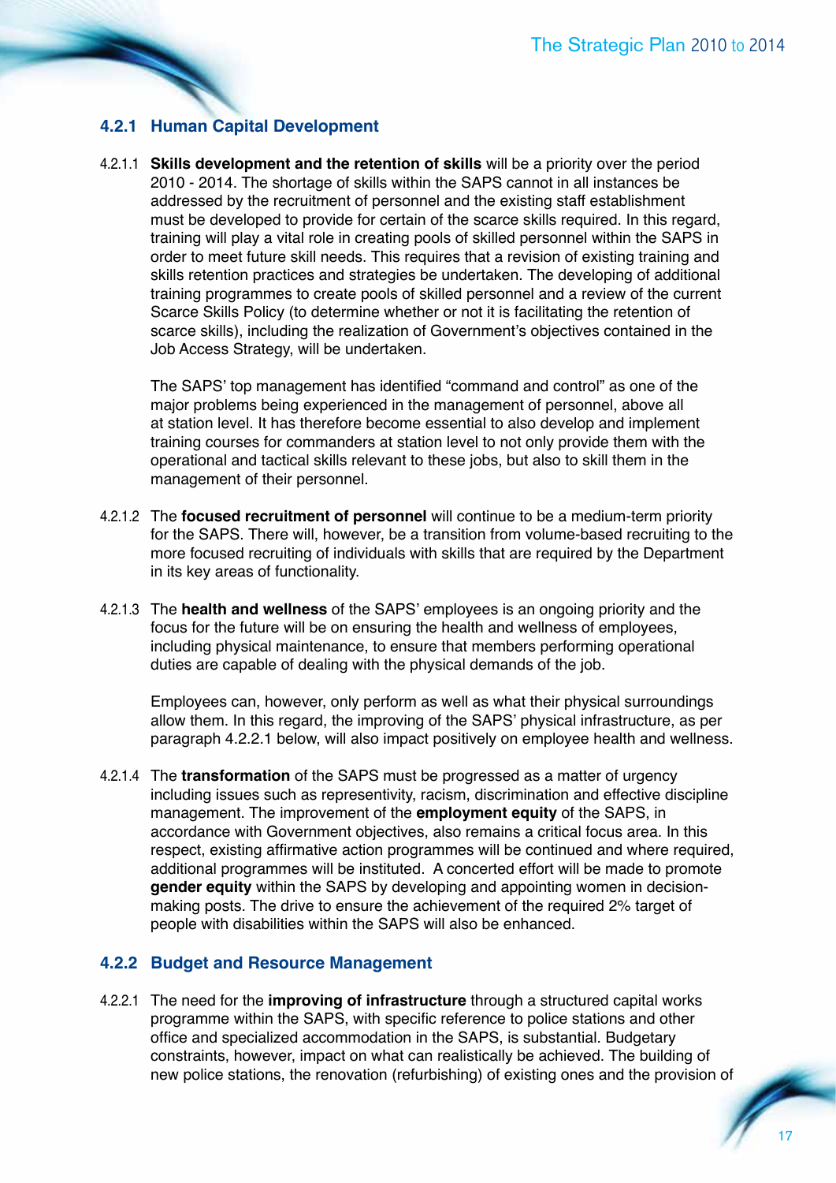### 4.2.1 Human Capital Development

4.2.1.1 **Skills development and the retention of skills** will be a priority over the period 2010 - 2014. The shortage of skills within the SAPS cannot in all instances be addressed by the recruitment of personnel and the existing staff establishment must be developed to provide for certain of the scarce skills required. In this regard, training will play a vital role in creating pools of skilled personnel within the SAPS in order to meet future skill needs. This requires that a revision of existing training and skills retention practices and strategies be undertaken. The developing of additional training programmes to create pools of skilled personnel and a review of the current Scarce Skills Policy (to determine whether or not it is facilitating the retention of scarce skills), including the realization of Government's objectives contained in the Job Access Strategy, will be undertaken.

The SAPS' top management has identified "command and control" as one of the major problems being experienced in the management of personnel, above all at station level. It has therefore become essential to also develop and implement training courses for commanders at station level to not only provide them with the operational and tactical skills relevant to these jobs, but also to skill them in the management of their personnel.

4.2.1.2 The **focused recruitment of personnel** will continue to be a medium-term priority for the SAPS. There will, however, be a transition from volume-based recruiting to the more focused recruiting of individuals with skills that are required by the Department in its key areas of functionality.

4.2.1.3 The **health and wellness** of the SAPS' employees is an ongoing priority and the focus for the future will be on ensuring the health and wellness of employees, including physical maintenance, to ensure that members performing operational duties are capable of dealing with the physical demands of the job.

Employees can, however, only perform as well as what their physical surroundings allow them. In this regard, the improving of the SAPS' physical infrastructure, as per paragraph 4.2.2.1 below, will also impact positively on employee health and wellness.

4.2.1.4 The **transformation** of the SAPS must be progressed as a matter of urgency including issues such as representivity, racism, discrimination and effective discipline management. The improvement of the **employment equity** of the SAPS, in accordance with Government objectives, also remains a critical focus area. In this respect, existing affirmative action programmes will be continued and where required, additional programmes will be instituted. A concerted effort will be made to promote **gender equity** within the SAPS by developing and appointing women in decision-making posts. The drive to ensure the achievement of the required 2% target of people with disabilities within the SAPS will also be enhanced.

### 4.2.2 Budget and Resource Management

4.2.2.1 The need for the **improving of infrastructure** through a structured capital works programme within the SAPS, with specific reference to police stations and other office and specialized accommodation in the SAPS, is substantial. Budgetary constraints, however, impact on what can realistically be achieved. The building of new police stations, the renovation (refurbishing) of existing ones and the provision of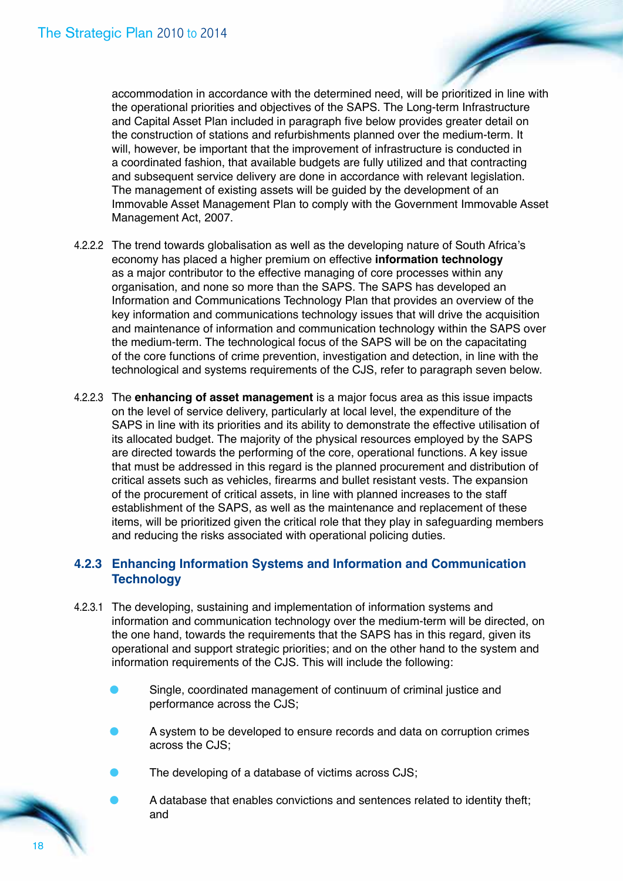accommodation in accordance with the determined need, will be prioritized in line with the operational priorities and objectives of the SAPS. The Long-term Infrastructure and Capital Asset Plan included in paragraph five below provides greater detail on the construction of stations and refurbishments planned over the medium-term. It will, however, be important that the improvement of infrastructure is conducted in a coordinated fashion, that available budgets are fully utilized and that contracting and subsequent service delivery are done in accordance with relevant legislation. The management of existing assets will be guided by the development of an Immovable Asset Management Plan to comply with the Government Immovable Asset Management Act, 2007.

4.2.2.2 The trend towards globalisation as well as the developing nature of South Africa's economy has placed a higher premium on effective **information technology** as a major contributor to the effective managing of core processes within any organisation, and none so more than the SAPS. The SAPS has developed an Information and Communications Technology Plan that provides an overview of the key information and communications technology issues that will drive the acquisition and maintenance of information and communication technology within the SAPS over the medium-term. The technological focus of the SAPS will be on the capacitating of the core functions of crime prevention, investigation and detection, in line with the technological and systems requirements of the CJS, refer to paragraph seven below.

4.2.2.3 The **enhancing of asset management** is a major focus area as this issue impacts on the level of service delivery, particularly at local level, the expenditure of the SAPS in line with its priorities and its ability to demonstrate the effective utilisation of its allocated budget. The majority of the physical resources employed by the SAPS are directed towards the performing of the core, operational functions. A key issue that must be addressed in this regard is the planned procurement and distribution of critical assets such as vehicles, firearms and bullet resistant vests. The expansion of the procurement of critical assets, in line with planned increases to the staff establishment of the SAPS, as well as the maintenance and replacement of these items, will be prioritized given the critical role that they play in safeguarding members and reducing the risks associated with operational policing duties.

### 4.2.3 Enhancing Information Systems and Information and Communication Technology

4.2.3.1 The developing, sustaining and implementation of information systems and information and communication technology over the medium-term will be directed, on the one hand, towards the requirements that the SAPS has in this regard, given its operational and support strategic priorities; and on the other hand to the system and information requirements of the CJS. This will include the following:

- Single, coordinated management of continuum of criminal justice and performance across the CJS;
- A system to be developed to ensure records and data on corruption crimes across the CJS;
- The developing of a database of victims across CJS;
- A database that enables convictions and sentences related to identity theft; and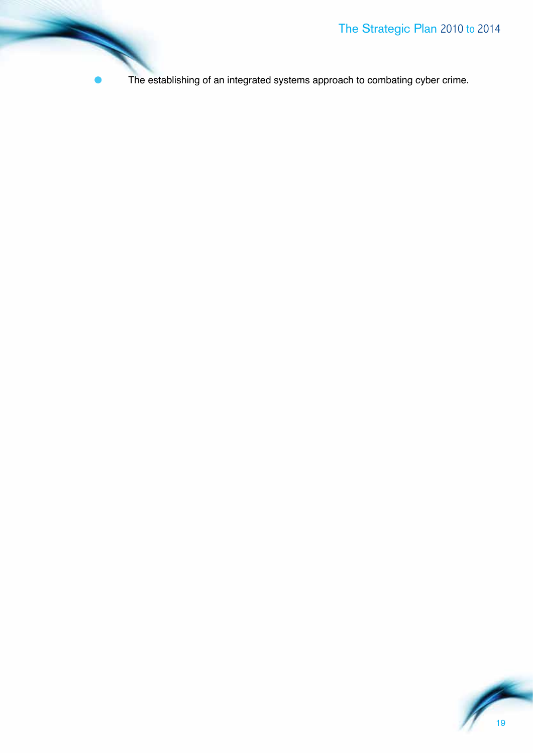- The establishing of an integrated systems approach to combating cyber crime.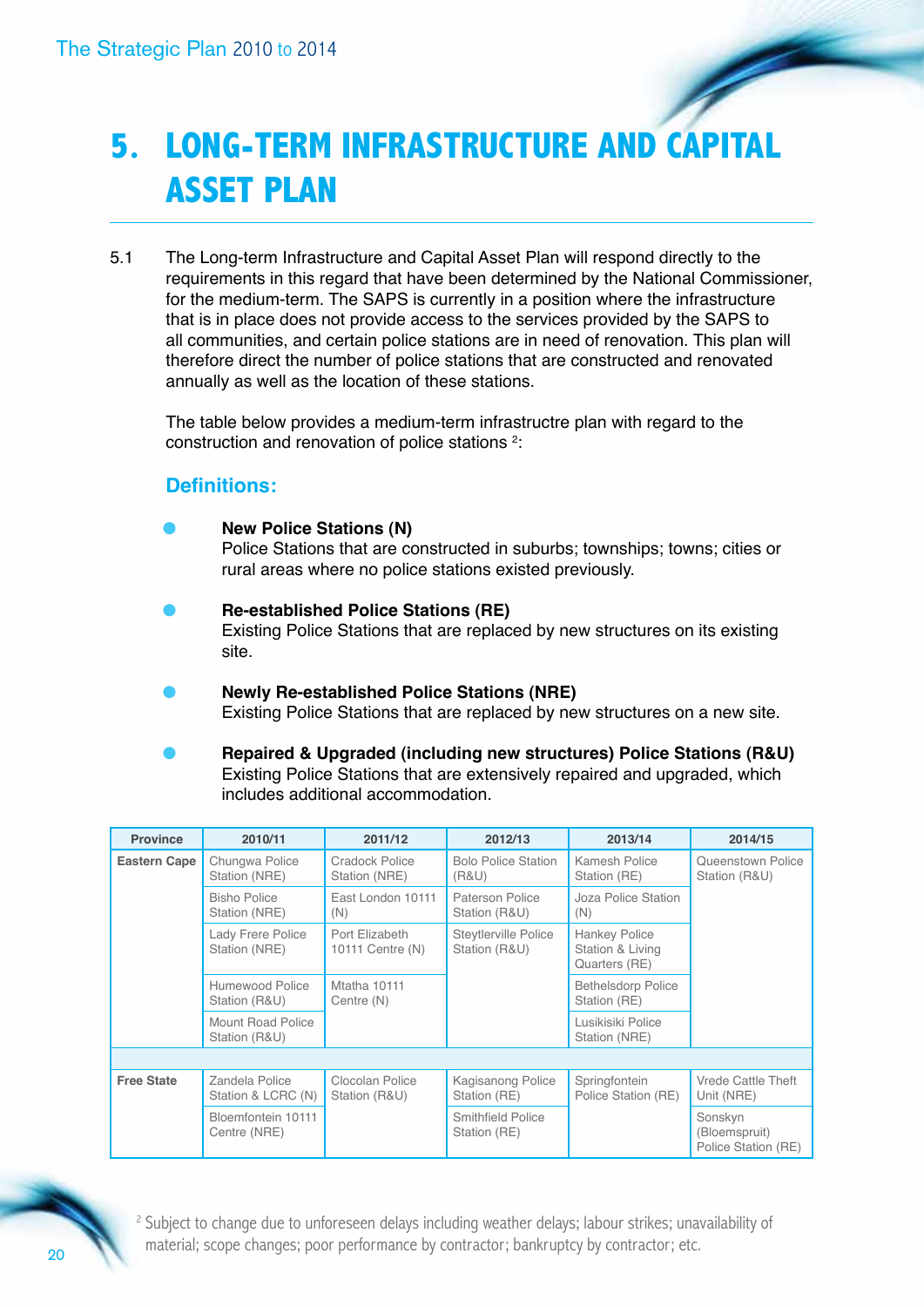# 5. LONG-TERM INFRASTRUCTURE AND CAPITAL ASSET PLAN

5.1 The Long-term Infrastructure and Capital Asset Plan will respond directly to the requirements in this regard that have been determined by the National Commissioner, for the medium-term. The SAPS is currently in a position where the infrastructure that is in place does not provide access to the services provided by the SAPS to all communities, and certain police stations are in need of renovation. This plan will therefore direct the number of police stations that are constructed and renovated annually as well as the location of these stations.

The table below provides a medium-term infrastructre plan with regard to the construction and renovation of police stations [2]:

### Definitions:

- **New Police Stations (N)**
  Police Stations that are constructed in suburbs; townships; towns; cities or rural areas where no police stations existed previously.
- **Re-established Police Stations (RE)**
  Existing Police Stations that are replaced by new structures on its existing site.
- **Newly Re-established Police Stations (NRE)**
  Existing Police Stations that are replaced by new structures on a new site.
- **Repaired & Upgraded (including new structures) Police Stations (R&U)**
  Existing Police Stations that are extensively repaired and upgraded, which includes additional accommodation.

| Province | 2010/11 | 2011/12 | 2012/13 | 2013/14 | 2014/15 |
|---|---|---|---|---|---|
| Eastern Cape | Chungwa Police Station (NRE) | Cradock Police Station (NRE) | Bolo Police Station (R&U) | Kamesh Police Station (RE) | Queenstown Police Station (R&U) |
| | Bisho Police Station (NRE) | East London 10111 (N) | Paterson Police Station (R&U) | Joza Police Station (N) | |
| | Lady Frere Police Station (NRE) | Port Elizabeth 10111 Centre (N) | Steytlerville Police Station (R&U) | Hankey Police Station & Living Quarters (RE) | |
| | Humewood Police Station (R&U) | Mtatha 10111 Centre (N) | | Bethelsdorp Police Station (RE) | |
| | Mount Road Police Station (R&U) | | | Lusikisiki Police Station (NRE) | |
| | | | | | |
| Free State | Zandela Police Station & LCRC (N) | Clocolan Police Station (R&U) | Kagisanong Police Station (RE) | Springfontein Police Station (RE) | Vrede Cattle Theft Unit (NRE) |
| | Bloemfontein 10111 Centre (NRE) | | Smithfield Police Station (RE) | | Sonskyn (Bloemspruit) Police Station (RE) |

[2] Subject to change due to unforeseen delays including weather delays; labour strikes; unavailability of material; scope changes; poor performance by contractor; bankruptcy by contractor; etc.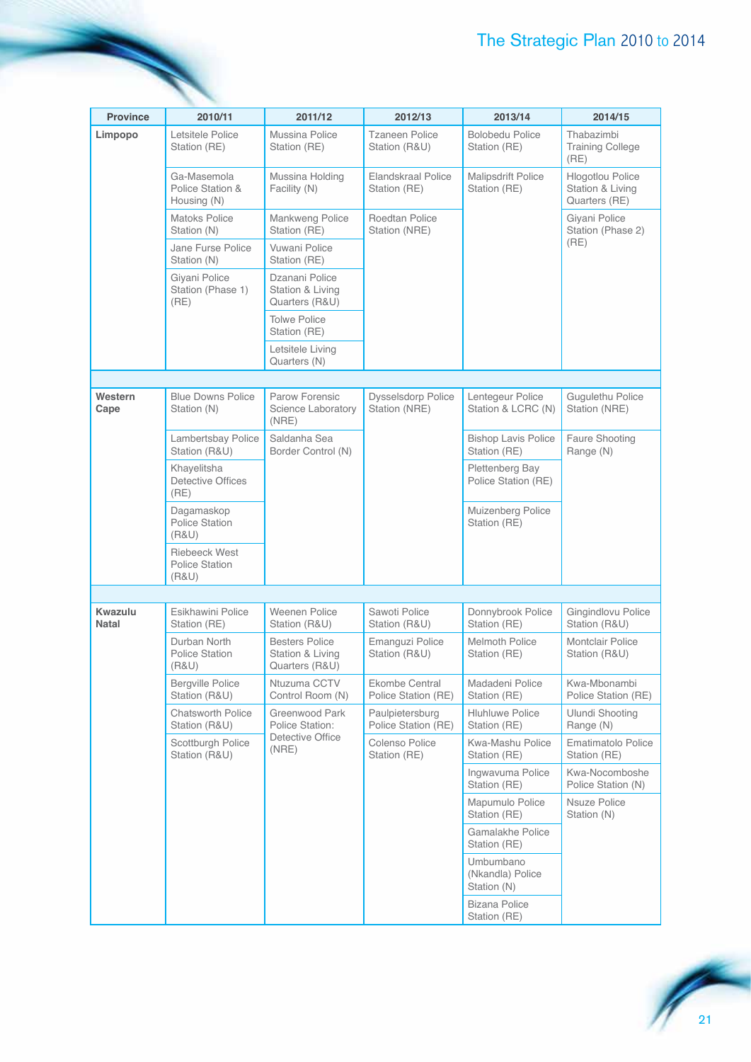| Province | 2010/11 | 2011/12 | 2012/13 | 2013/14 | 2014/15 |
|---|---|---|---|---|---|
| **Limpopo** | Letsitele Police Station (RE) | Mussina Police Station (RE) | Tzaneen Police Station (R&U) | Bolobedu Police Station (RE) | Thabazimbi Training College (RE) |
| | Ga-Masemola Police Station & Housing (N) | Mussina Holding Facility (N) | Elandskraal Police Station (RE) | Malipsdrift Police Station (RE) | Hlogotlou Police Station & Living Quarters (RE) |
| | Matoks Police Station (N) | Mankweng Police Station (RE) | Roedtan Police Station (NRE) | | Giyani Police Station (Phase 2) (RE) |
| | Jane Furse Police Station (N) | Vuwani Police Station (RE) | | | |
| | Giyani Police Station (Phase 1) (RE) | Dzanani Police Station & Living Quarters (R&U) | | | |
| | | Tolwe Police Station (RE) | | | |
| | | Letsitele Living Quarters (N) | | | |
| **Western Cape** | Blue Downs Police Station (N) | Parow Forensic Science Laboratory (NRE) | Dysselsdorp Police Station (NRE) | Lentegeur Police Station & LCRC (N) | Gugulethu Police Station (NRE) |
| | Lambertsbay Police Station (R&U) | Saldanha Sea Border Control (N) | | Bishop Lavis Police Station (RE) | Faure Shooting Range (N) |
| | Khayelitsha Detective Offices (RE) | | | Plettenberg Bay Police Station (RE) | |
| | Dagamaskop Police Station (R&U) | | | Muizenberg Police Station (RE) | |
| | Riebeeck West Police Station (R&U) | | | | |
| **Kwazulu Natal** | Esikhawini Police Station (RE) | Weenen Police Station (R&U) | Sawoti Police Station (R&U) | Donnybrook Police Station (RE) | Gingindlovu Police Station (R&U) |
| | Durban North Police Station (R&U) | Besters Police Station & Living Quarters (R&U) | Emanguzi Police Station (R&U) | Melmoth Police Station (RE) | Montclair Police Station (R&U) |
| | Bergville Police Station (R&U) | Ntuzuma CCTV Control Room (N) | Ekombe Central Police Station (RE) | Madadeni Police Station (RE) | Kwa-Mbonambi Police Station (RE) |
| | Chatsworth Police Station (R&U) | Greenwood Park Police Station: Detective Office (NRE) | Paulpietersburg Police Station (RE) | Hluhluwe Police Station (RE) | Ulundi Shooting Range (N) |
| | Scottburgh Police Station (R&U) | | Colenso Police Station (RE) | Kwa-Mashu Police Station (RE) | Ematimatolo Police Station (RE) |
| | | | | Ingwavuma Police Station (RE) | Kwa-Nocomboshe Police Station (N) |
| | | | | Mapumulo Police Station (RE) | Nsuze Police Station (N) |
| | | | | Gamalakhe Police Station (RE) | |
| | | | | Umbumbano (Nkandla) Police Station (N) | |
| | | | | Bizana Police Station (RE) | |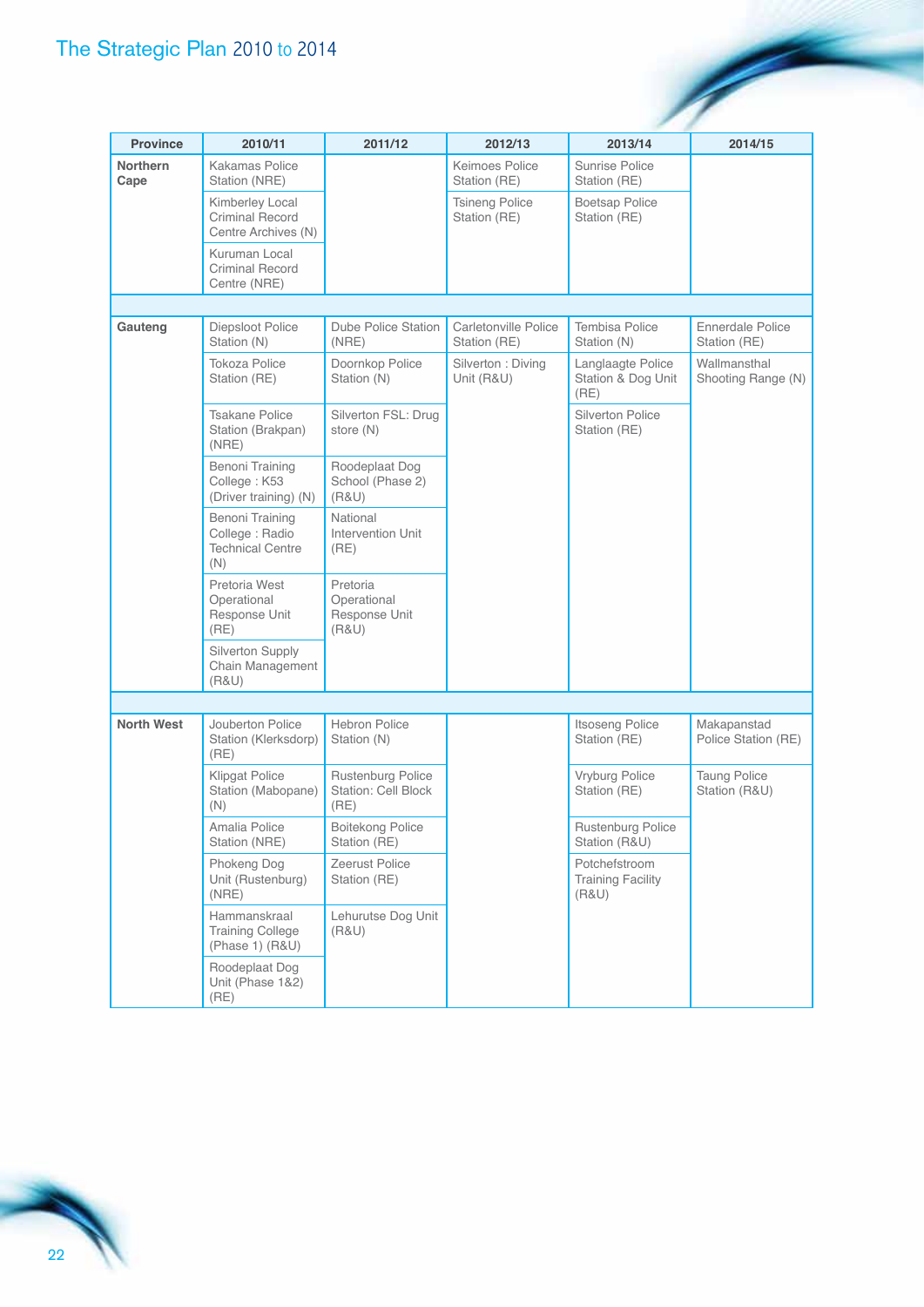| Province | 2010/11 | 2011/12 | 2012/13 | 2013/14 | 2014/15 |
|---|---|---|---|---|---|
| **Northern Cape** | Kakamas Police Station (NRE) | | Keimoes Police Station (RE) | Sunrise Police Station (RE) | |
| | Kimberley Local Criminal Record Centre Archives (N) | | Tsineng Police Station (RE) | Boetsap Police Station (RE) | |
| | Kuruman Local Criminal Record Centre (NRE) | | | | |
| | | | | | |
| **Gauteng** | Diepsloot Police Station (N) | Dube Police Station (NRE) | Carletonville Police Station (RE) | Tembisa Police Station (N) | Ennerdale Police Station (RE) |
| | Tokoza Police Station (RE) | Doornkop Police Station (N) | Silverton : Diving Unit (R&U) | Langlaagte Police Station & Dog Unit (RE) | Wallmansthal Shooting Range (N) |
| | Tsakane Police Station (Brakpan) (NRE) | Silverton FSL: Drug store (N) | | Silverton Police Station (RE) | |
| | Benoni Training College : K53 (Driver training) (N) | Roodeplaat Dog School (Phase 2) (R&U) | | | |
| | Benoni Training College : Radio Technical Centre (N) | National Intervention Unit (RE) | | | |
| | Pretoria West Operational Response Unit (RE) | Pretoria Operational Response Unit (R&U) | | | |
| | Silverton Supply Chain Management (R&U) | | | | |
| | | | | | |
| **North West** | Jouberton Police Station (Klerksdorp) (RE) | Hebron Police Station (N) | | Itsoseng Police Station (RE) | Makapanstad Police Station (RE) |
| | Klipgat Police Station (Mabopane) (N) | Rustenburg Police Station: Cell Block (RE) | | Vryburg Police Station (RE) | Taung Police Station (R&U) |
| | Amalia Police Station (NRE) | Boitekong Police Station (RE) | | Rustenburg Police Station (R&U) | |
| | Phokeng Dog Unit (Rustenburg) (NRE) | Zeerust Police Station (RE) | | Potchefstroom Training Facility (R&U) | |
| | Hammanskraal Training College (Phase 1) (R&U) | Lehurutse Dog Unit (R&U) | | | |
| | Roodeplaat Dog Unit (Phase 1&2) (RE) | | | | |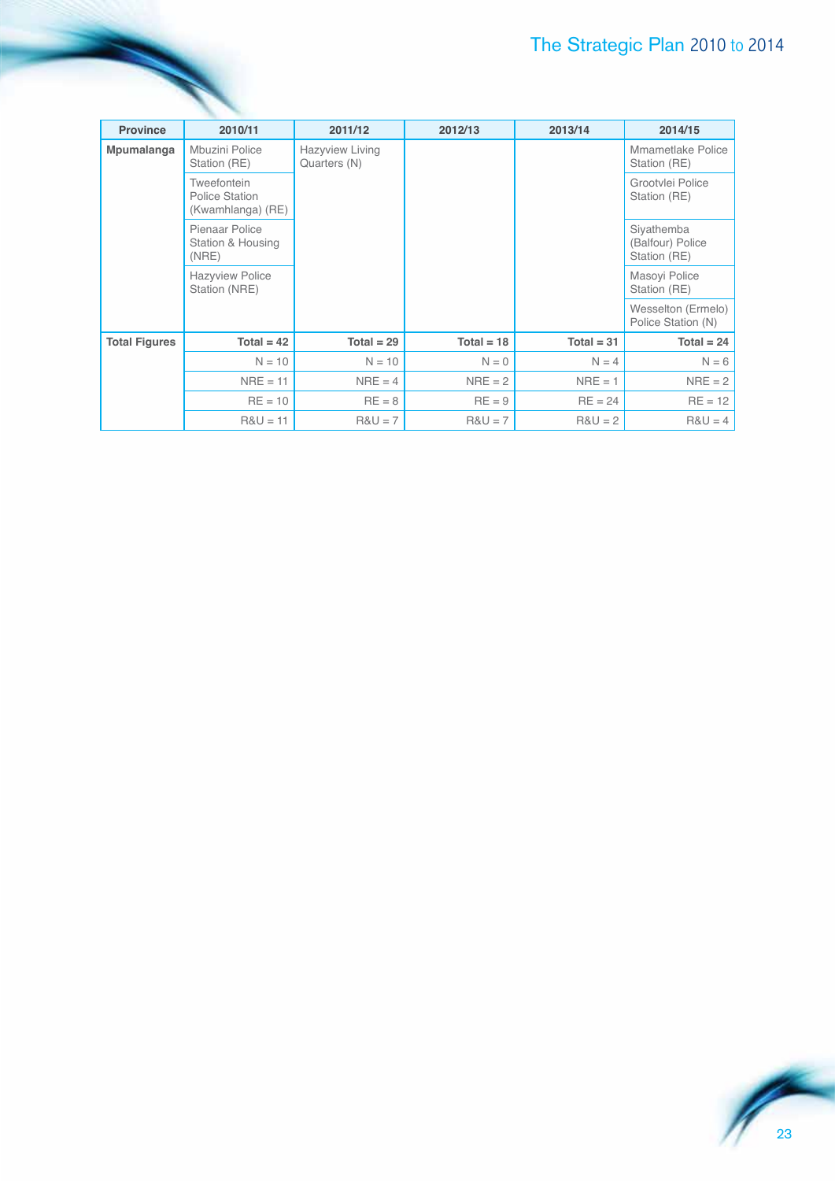| Province | 2010/11 | 2011/12 | 2012/13 | 2013/14 | 2014/15 |
|---|---|---|---|---|---|
| **Mpumalanga** | Mbuzini Police Station (RE) | Hazyview Living Quarters (N) | | | Mmametlake Police Station (RE) |
| | Tweefontein Police Station (Kwamhlanga) (RE) | | | | Grootvlei Police Station (RE) |
| | Pienaar Police Station & Housing (NRE) | | | | Siyathemba (Balfour) Police Station (RE) |
| | Hazyview Police Station (NRE) | | | | Masoyi Police Station (RE) |
| | | | | | Wesselton (Ermelo) Police Station (N) |
| **Total Figures** | **Total = 42** | **Total = 29** | **Total = 18** | **Total = 31** | **Total = 24** |
| | N = 10 | N = 10 | N = 0 | N = 4 | N = 6 |
| | NRE = 11 | NRE = 4 | NRE = 2 | NRE = 1 | NRE = 2 |
| | RE = 10 | RE = 8 | RE = 9 | RE = 24 | RE = 12 |
| | R&U = 11 | R&U = 7 | R&U = 7 | R&U = 2 | R&U = 4 |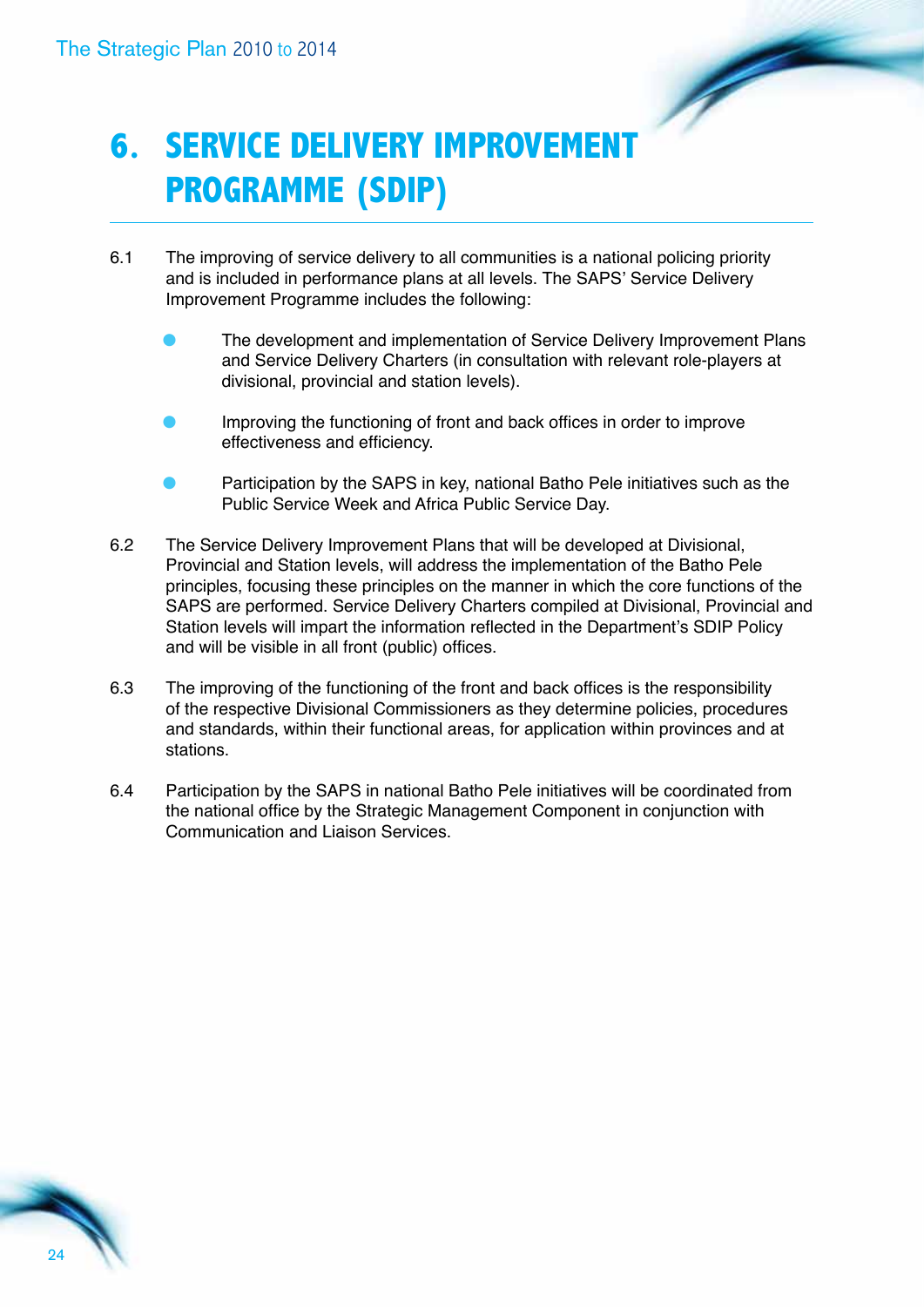# 6. SERVICE DELIVERY IMPROVEMENT PROGRAMME (SDIP)

6.1 The improving of service delivery to all communities is a national policing priority and is included in performance plans at all levels. The SAPS' Service Delivery Improvement Programme includes the following:

- The development and implementation of Service Delivery Improvement Plans and Service Delivery Charters (in consultation with relevant role-players at divisional, provincial and station levels).
- Improving the functioning of front and back offices in order to improve effectiveness and efficiency.
- Participation by the SAPS in key, national Batho Pele initiatives such as the Public Service Week and Africa Public Service Day.

6.2 The Service Delivery Improvement Plans that will be developed at Divisional, Provincial and Station levels, will address the implementation of the Batho Pele principles, focusing these principles on the manner in which the core functions of the SAPS are performed. Service Delivery Charters compiled at Divisional, Provincial and Station levels will impart the information reflected in the Department's SDIP Policy and will be visible in all front (public) offices.

6.3 The improving of the functioning of the front and back offices is the responsibility of the respective Divisional Commissioners as they determine policies, procedures and standards, within their functional areas, for application within provinces and at stations.

6.4 Participation by the SAPS in national Batho Pele initiatives will be coordinated from the national office by the Strategic Management Component in conjunction with Communication and Liaison Services.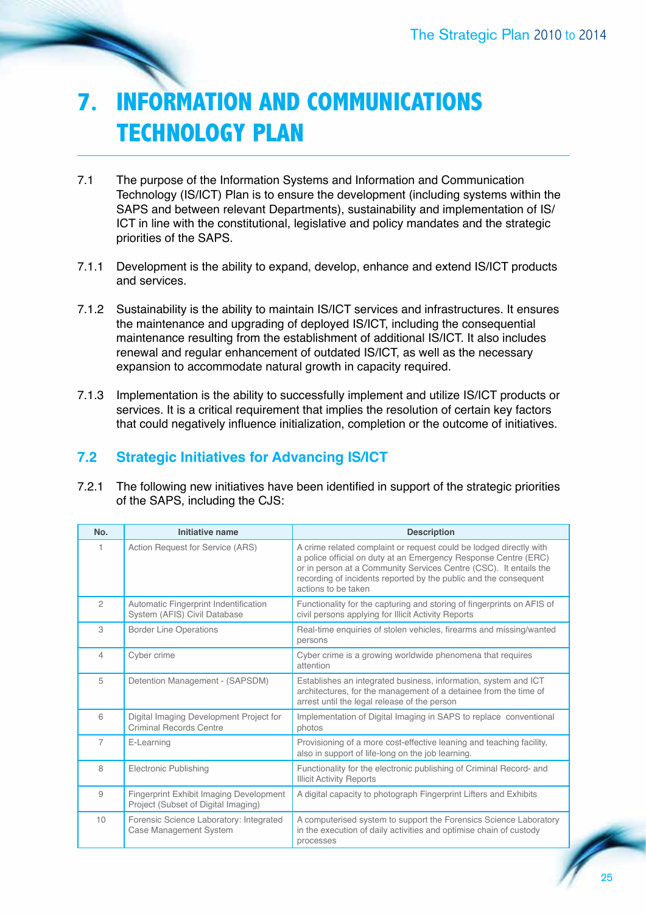# 7. INFORMATION AND COMMUNICATIONS TECHNOLOGY PLAN

7.1 The purpose of the Information Systems and Information and Communication Technology (IS/ICT) Plan is to ensure the development (including systems within the SAPS and between relevant Departments), sustainability and implementation of IS/ICT in line with the constitutional, legislative and policy mandates and the strategic priorities of the SAPS.

7.1.1 Development is the ability to expand, develop, enhance and extend IS/ICT products and services.

7.1.2 Sustainability is the ability to maintain IS/ICT services and infrastructures. It ensures the maintenance and upgrading of deployed IS/ICT, including the consequential maintenance resulting from the establishment of additional IS/ICT. It also includes renewal and regular enhancement of outdated IS/ICT, as well as the necessary expansion to accommodate natural growth in capacity required.

7.1.3 Implementation is the ability to successfully implement and utilize IS/ICT products or services. It is a critical requirement that implies the resolution of certain key factors that could negatively influence initialization, completion or the outcome of initiatives.

## 7.2 Strategic Initiatives for Advancing IS/ICT

7.2.1 The following new initiatives have been identified in support of the strategic priorities of the SAPS, including the CJS:

| No. | Initiative name | Description |
|---|---|---|
| 1 | Action Request for Service (ARS) | A crime related complaint or request could be lodged directly with a police official on duty at an Emergency Response Centre (ERC) or in person at a Community Services Centre (CSC). It entails the recording of incidents reported by the public and the consequent actions to be taken |
| 2 | Automatic Fingerprint Indentification System (AFIS) Civil Database | Functionality for the capturing and storing of fingerprints on AFIS of civil persons applying for Illicit Activity Reports |
| 3 | Border Line Operations | Real-time enquiries of stolen vehicles, firearms and missing/wanted persons |
| 4 | Cyber crime | Cyber crime is a growing worldwide phenomena that requires attention |
| 5 | Detention Management - (SAPSDM) | Establishes an integrated business, information, system and ICT architectures, for the management of a detainee from the time of arrest until the legal release of the person |
| 6 | Digital Imaging Development Project for Criminal Records Centre | Implementation of Digital Imaging in SAPS to replace conventional photos |
| 7 | E-Learning | Provisioning of a more cost-effective leaning and teaching facility, also in support of life-long on the job learning. |
| 8 | Electronic Publishing | Functionality for the electronic publishing of Criminal Record- and Illicit Activity Reports |
| 9 | Fingerprint Exhibit Imaging Development Project (Subset of Digital Imaging) | A digital capacity to photograph Fingerprint Lifters and Exhibits |
| 10 | Forensic Science Laboratory: Integrated Case Management System | A computerised system to support the Forensics Science Laboratory in the execution of daily activities and optimise chain of custody processes |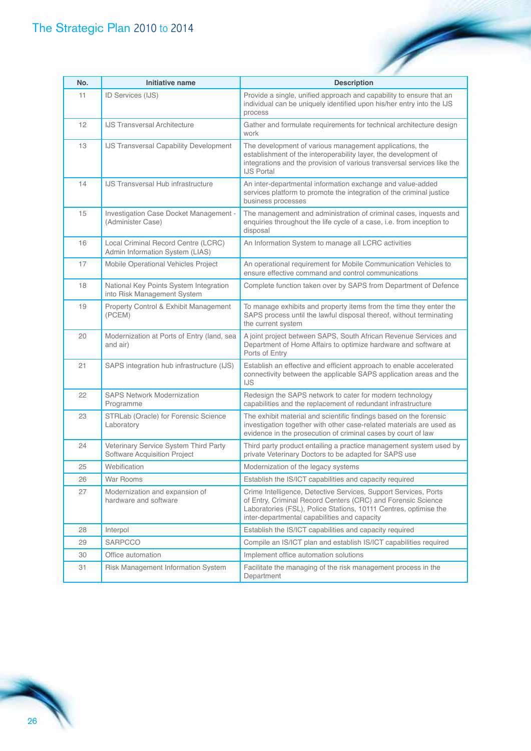| No. | Initiative name | Description |
| --- | --- | --- |
| 11 | ID Services (IJS) | Provide a single, unified approach and capability to ensure that an individual can be uniquely identified upon his/her entry into the IJS process |
| 12 | IJS Transversal Architecture | Gather and formulate requirements for technical architecture design work |
| 13 | IJS Transversal Capability Development | The development of various management applications, the establishment of the interoperability layer, the development of integrations and the provision of various transversal services like the IJS Portal |
| 14 | IJS Transversal Hub infrastructure | An inter-departmental information exchange and value-added services platform to promote the integration of the criminal justice business processes |
| 15 | Investigation Case Docket Management - (Administer Case) | The management and administration of criminal cases, inquests and enquiries throughout the life cycle of a case, i.e. from inception to disposal |
| 16 | Local Criminal Record Centre (LCRC) Admin Information System (LIAS) | An Information System to manage all LCRC activities |
| 17 | Mobile Operational Vehicles Project | An operational requirement for Mobile Communication Vehicles to ensure effective command and control communications |
| 18 | National Key Points System Integration into Risk Management System | Complete function taken over by SAPS from Department of Defence |
| 19 | Property Control & Exhibit Management (PCEM) | To manage exhibits and property items from the time they enter the SAPS process until the lawful disposal thereof, without terminating the current system |
| 20 | Modernization at Ports of Entry (land, sea and air) | A joint project between SAPS, South African Revenue Services and Department of Home Affairs to optimize hardware and software at Ports of Entry |
| 21 | SAPS integration hub infrastructure (IJS) | Establish an effective and efficient approach to enable accelerated connectivity between the applicable SAPS application areas and the IJS |
| 22 | SAPS Network Modernization Programme | Redesign the SAPS network to cater for modern technology capabilities and the replacement of redundant infrastructure |
| 23 | STRLab (Oracle) for Forensic Science Laboratory | The exhibit material and scientific findings based on the forensic investigation together with other case-related materials are used as evidence in the prosecution of criminal cases by court of law |
| 24 | Veterinary Service System Third Party Software Acquisition Project | Third party product entailing a practice management system used by private Veterinary Doctors to be adapted for SAPS use |
| 25 | Webification | Modernization of the legacy systems |
| 26 | War Rooms | Establish the IS/ICT capabilities and capacity required |
| 27 | Modernization and expansion of hardware and software | Crime Intelligence, Detective Services, Support Services, Ports of Entry, Criminal Record Centers (CRC) and Forensic Science Laboratories (FSL), Police Stations, 10111 Centres, optimise the inter-departmental capabilities and capacity |
| 28 | Interpol | Establish the IS/ICT capabilities and capacity required |
| 29 | SARPCCO | Compile an IS/ICT plan and establish IS/ICT capabilities required |
| 30 | Office automation | Implement office automation solutions |
| 31 | Risk Management Information System | Facilitate the managing of the risk management process in the Department |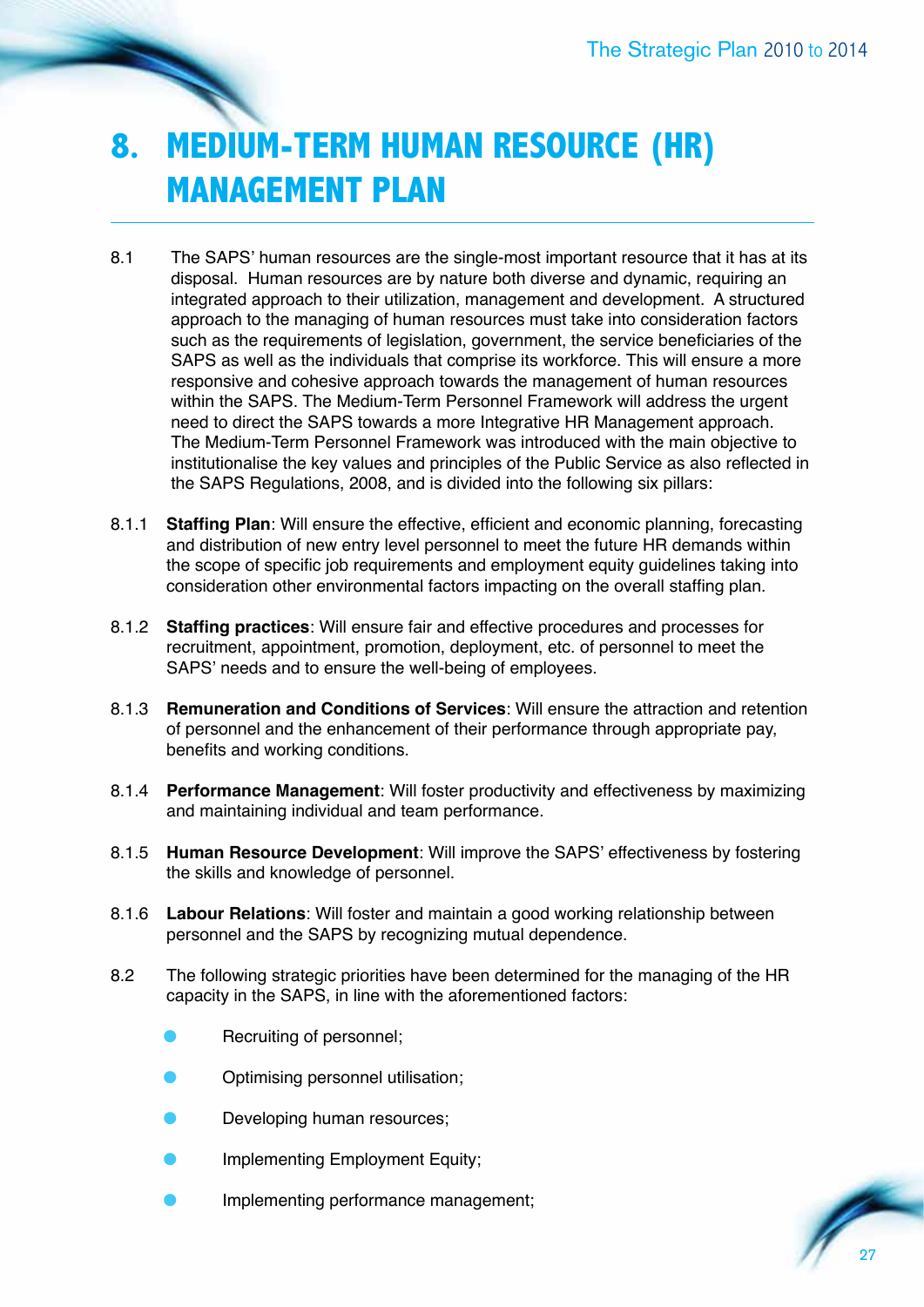# 8. MEDIUM-TERM HUMAN RESOURCE (HR) MANAGEMENT PLAN

8.1 The SAPS' human resources are the single-most important resource that it has at its disposal. Human resources are by nature both diverse and dynamic, requiring an integrated approach to their utilization, management and development. A structured approach to the managing of human resources must take into consideration factors such as the requirements of legislation, government, the service beneficiaries of the SAPS as well as the individuals that comprise its workforce. This will ensure a more responsive and cohesive approach towards the management of human resources within the SAPS. The Medium-Term Personnel Framework will address the urgent need to direct the SAPS towards a more Integrative HR Management approach. The Medium-Term Personnel Framework was introduced with the main objective to institutionalise the key values and principles of the Public Service as also reflected in the SAPS Regulations, 2008, and is divided into the following six pillars:

8.1.1 **Staffing Plan**: Will ensure the effective, efficient and economic planning, forecasting and distribution of new entry level personnel to meet the future HR demands within the scope of specific job requirements and employment equity guidelines taking into consideration other environmental factors impacting on the overall staffing plan.

8.1.2 **Staffing practices**: Will ensure fair and effective procedures and processes for recruitment, appointment, promotion, deployment, etc. of personnel to meet the SAPS' needs and to ensure the well-being of employees.

8.1.3 **Remuneration and Conditions of Services**: Will ensure the attraction and retention of personnel and the enhancement of their performance through appropriate pay, benefits and working conditions.

8.1.4 **Performance Management**: Will foster productivity and effectiveness by maximizing and maintaining individual and team performance.

8.1.5 **Human Resource Development**: Will improve the SAPS' effectiveness by fostering the skills and knowledge of personnel.

8.1.6 **Labour Relations**: Will foster and maintain a good working relationship between personnel and the SAPS by recognizing mutual dependence.

8.2 The following strategic priorities have been determined for the managing of the HR capacity in the SAPS, in line with the aforementioned factors:

- Recruiting of personnel;
- Optimising personnel utilisation;
- Developing human resources;
- Implementing Employment Equity;
- Implementing performance management;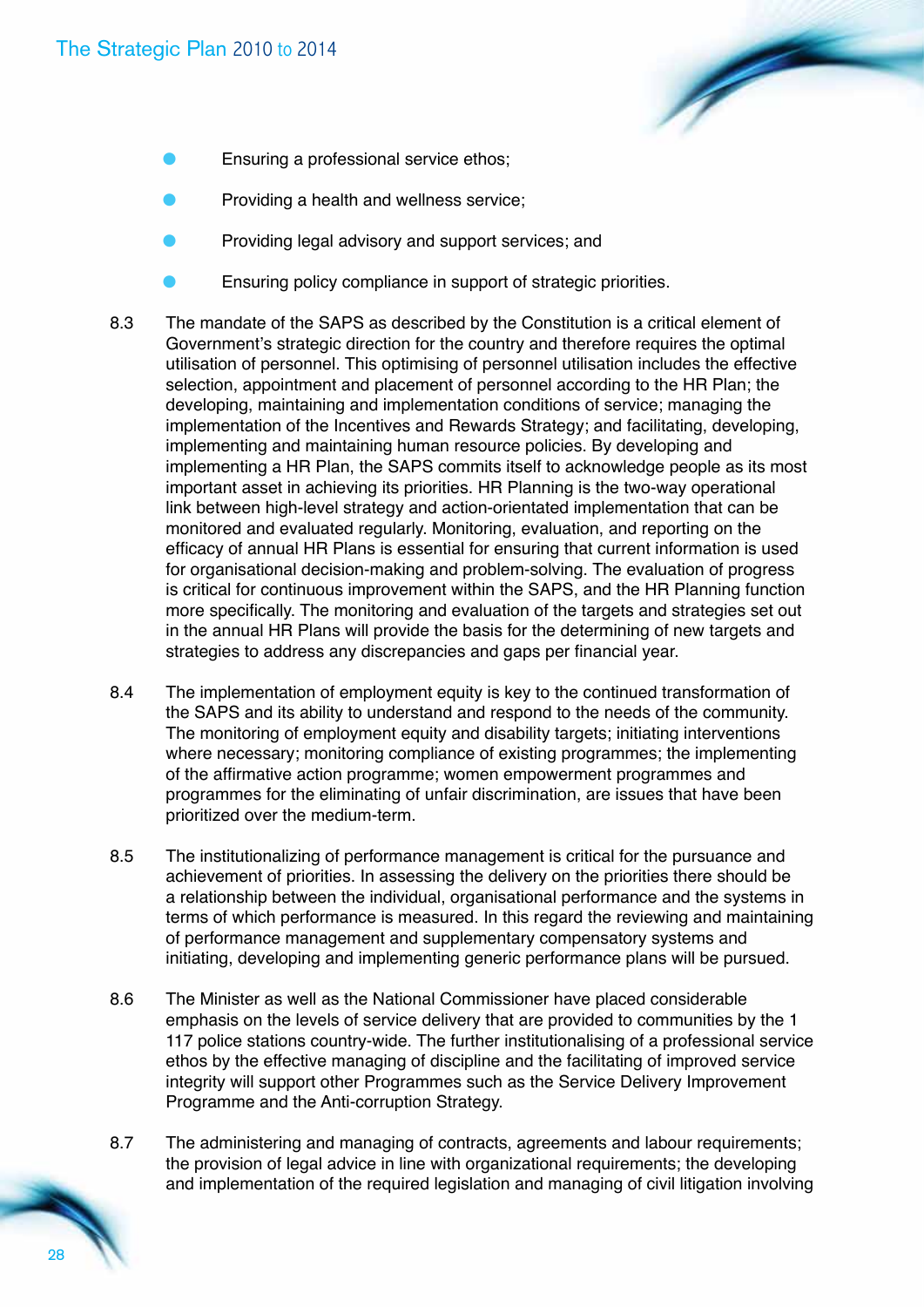- Ensuring a professional service ethos;
- Providing a health and wellness service;
- Providing legal advisory and support services; and
- Ensuring policy compliance in support of strategic priorities.

8.3 The mandate of the SAPS as described by the Constitution is a critical element of Government's strategic direction for the country and therefore requires the optimal utilisation of personnel. This optimising of personnel utilisation includes the effective selection, appointment and placement of personnel according to the HR Plan; the developing, maintaining and implementation conditions of service; managing the implementation of the Incentives and Rewards Strategy; and facilitating, developing, implementing and maintaining human resource policies. By developing and implementing a HR Plan, the SAPS commits itself to acknowledge people as its most important asset in achieving its priorities. HR Planning is the two-way operational link between high-level strategy and action-orientated implementation that can be monitored and evaluated regularly. Monitoring, evaluation, and reporting on the efficacy of annual HR Plans is essential for ensuring that current information is used for organisational decision-making and problem-solving. The evaluation of progress is critical for continuous improvement within the SAPS, and the HR Planning function more specifically. The monitoring and evaluation of the targets and strategies set out in the annual HR Plans will provide the basis for the determining of new targets and strategies to address any discrepancies and gaps per financial year.

8.4 The implementation of employment equity is key to the continued transformation of the SAPS and its ability to understand and respond to the needs of the community. The monitoring of employment equity and disability targets; initiating interventions where necessary; monitoring compliance of existing programmes; the implementing of the affirmative action programme; women empowerment programmes and programmes for the eliminating of unfair discrimination, are issues that have been prioritized over the medium-term.

8.5 The institutionalizing of performance management is critical for the pursuance and achievement of priorities. In assessing the delivery on the priorities there should be a relationship between the individual, organisational performance and the systems in terms of which performance is measured. In this regard the reviewing and maintaining of performance management and supplementary compensatory systems and initiating, developing and implementing generic performance plans will be pursued.

8.6 The Minister as well as the National Commissioner have placed considerable emphasis on the levels of service delivery that are provided to communities by the 1 117 police stations country-wide. The further institutionalising of a professional service ethos by the effective managing of discipline and the facilitating of improved service integrity will support other Programmes such as the Service Delivery Improvement Programme and the Anti-corruption Strategy.

8.7 The administering and managing of contracts, agreements and labour requirements; the provision of legal advice in line with organizational requirements; the developing and implementation of the required legislation and managing of civil litigation involving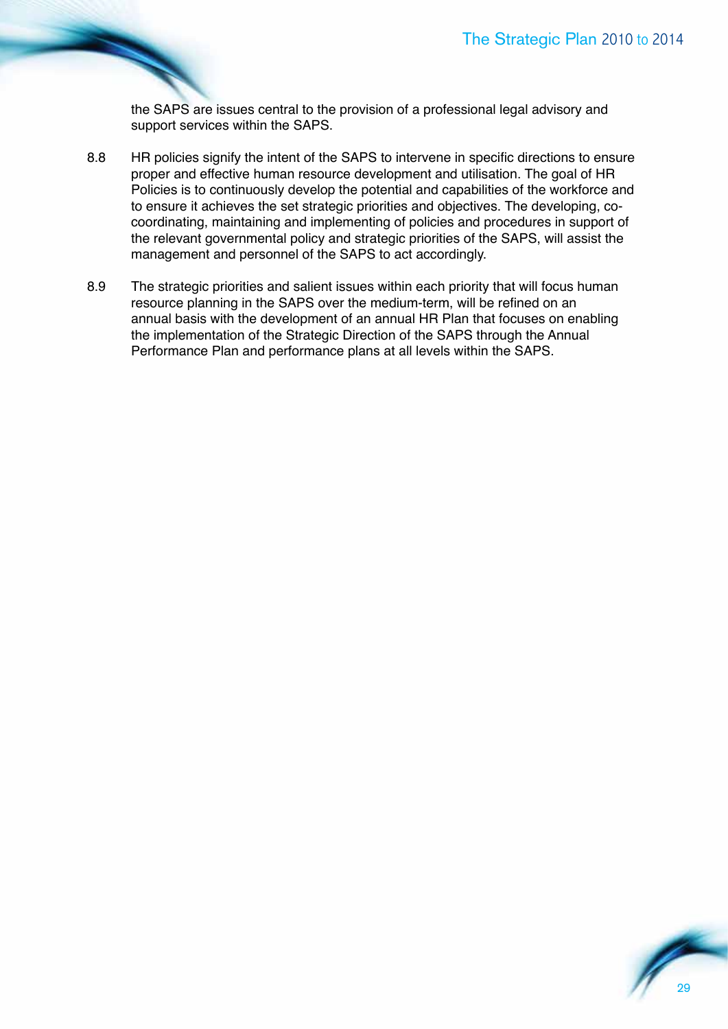the SAPS are issues central to the provision of a professional legal advisory and support services within the SAPS.

8.8 HR policies signify the intent of the SAPS to intervene in specific directions to ensure proper and effective human resource development and utilisation. The goal of HR Policies is to continuously develop the potential and capabilities of the workforce and to ensure it achieves the set strategic priorities and objectives. The developing, co-coordinating, maintaining and implementing of policies and procedures in support of the relevant governmental policy and strategic priorities of the SAPS, will assist the management and personnel of the SAPS to act accordingly.

8.9 The strategic priorities and salient issues within each priority that will focus human resource planning in the SAPS over the medium-term, will be refined on an annual basis with the development of an annual HR Plan that focuses on enabling the implementation of the Strategic Direction of the SAPS through the Annual Performance Plan and performance plans at all levels within the SAPS.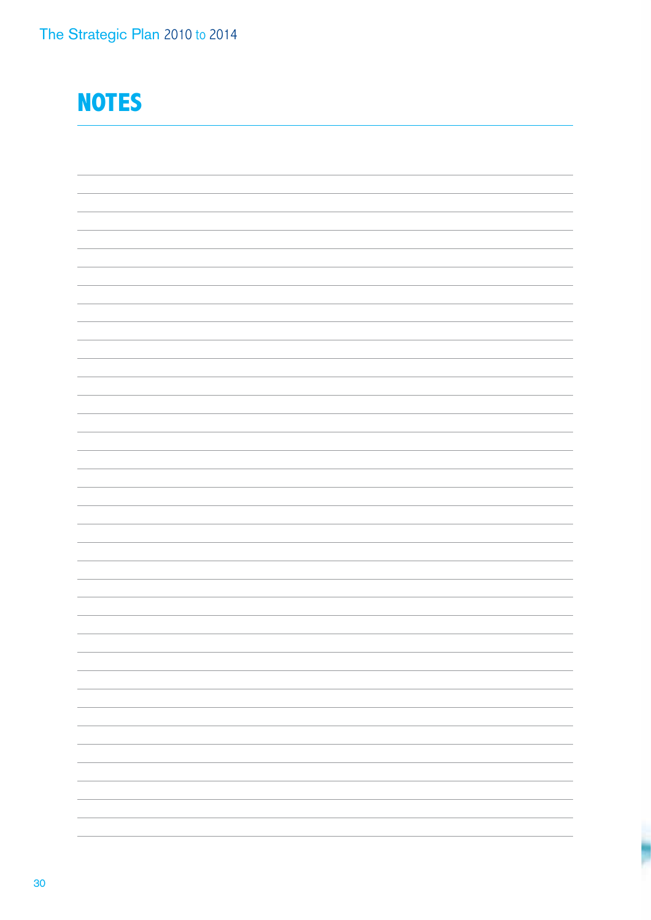# NOTES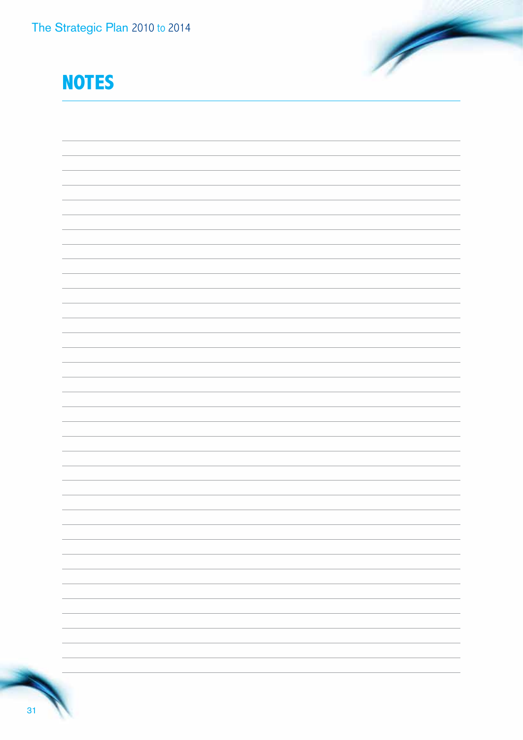# NOTES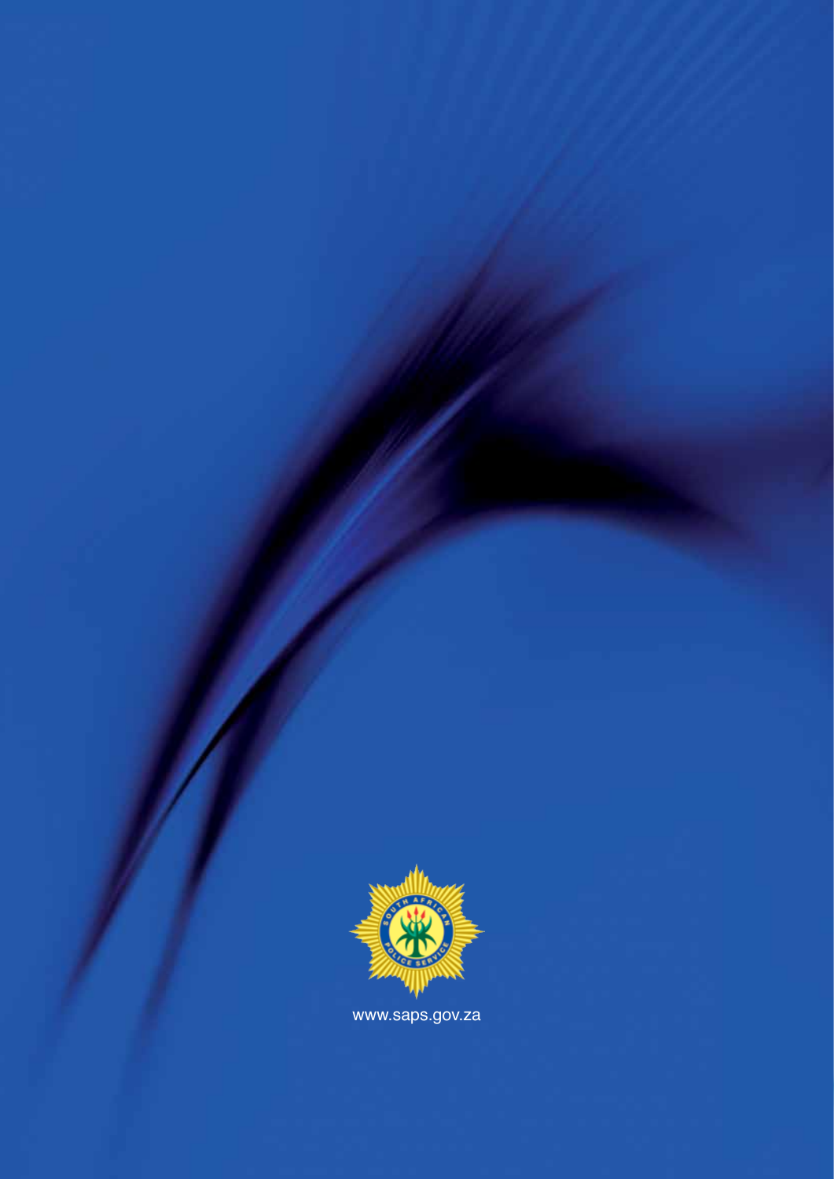www.saps.gov.za